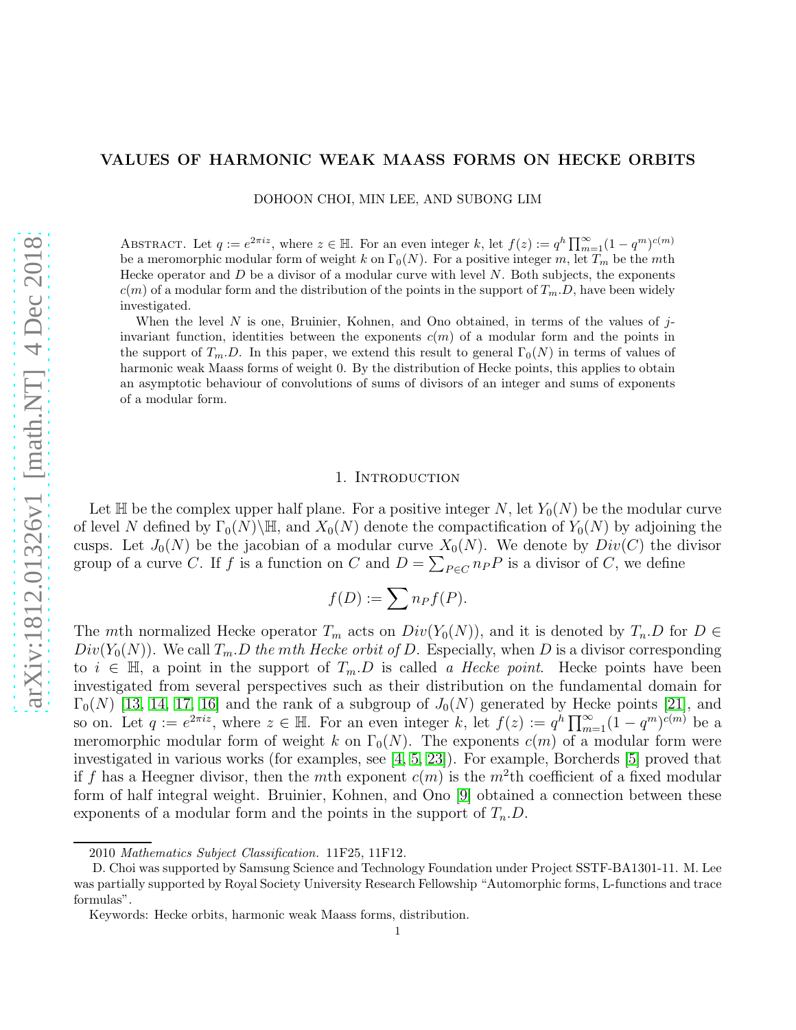# VALUES OF HARMONIC WEAK MAASS FORMS ON HECKE ORBITS

DOHOON CHOI, MIN LEE, AND SUBONG LIM

ABSTRACT. Let $q := e^{2\pi i z}$, where $z \in \mathbb{H}$. For an even integer $k$, let $f(z) := q^h \prod_{m=1}^{\infty}(1-q^m)^{c(m)}$ be a meromorphic modular form of weight $k$ on $\Gamma_0(N)$. For a positive integer $m$, let $T_m$ be the $m$th Hecke operator and $D$ be a divisor of a modular curve with level $N$. Both subjects, the exponents $c(m)$ of a modular form and the distribution of the points in the support of $T_m.D$, have been widely investigated.

When the level $N$ is one, Bruinier, Kohnen, and Ono obtained, in terms of the values of $j$-invariant function, identities between the exponents $c(m)$ of a modular form and the points in the support of $T_m.D$. In this paper, we extend this result to general $\Gamma_0(N)$ in terms of values of harmonic weak Maass forms of weight 0. By the distribution of Hecke points, this applies to obtain an asymptotic behaviour of convolutions of sums of divisors of an integer and sums of exponents of a modular form.

## 1. Introduction

Let $\mathbb{H}$ be the complex upper half plane. For a positive integer $N$, let $Y_0(N)$ be the modular curve of level $N$ defined by $\Gamma_0(N)\backslash\mathbb{H}$, and $X_0(N)$ denote the compactification of $Y_0(N)$ by adjoining the cusps. Let $J_0(N)$ be the jacobian of a modular curve $X_0(N)$. We denote by $Div(C)$ the divisor group of a curve $C$. If $f$ is a function on $C$ and $D = \sum_{P\in C} n_P P$ is a divisor of $C$, we define

$$f(D) := \sum n_P f(P).$$

The $m$th normalized Hecke operator $T_m$ acts on $Div(Y_0(N))$, and it is denoted by $T_n.D$ for $D \in Div(Y_0(N))$. We call $T_m.D$ *the mth Hecke orbit of D*. Especially, when $D$ is a divisor corresponding to $i \in \mathbb{H}$, a point in the support of $T_m.D$ is called *a Hecke point*. Hecke points have been investigated from several perspectives such as their distribution on the fundamental domain for $\Gamma_0(N)$ [13, 14, 17, 16] and the rank of a subgroup of $J_0(N)$ generated by Hecke points [21], and so on. Let $q := e^{2\pi i z}$, where $z \in \mathbb{H}$. For an even integer $k$, let $f(z) := q^h \prod_{m=1}^{\infty}(1-q^m)^{c(m)}$ be a meromorphic modular form of weight $k$ on $\Gamma_0(N)$. The exponents $c(m)$ of a modular form were investigated in various works (for examples, see [4, 5, 23]). For example, Borcherds [5] proved that if $f$ has a Heegner divisor, then the $m$th exponent $c(m)$ is the $m^2$th coefficient of a fixed modular form of half integral weight. Bruinier, Kohnen, and Ono [9] obtained a connection between these exponents of a modular form and the points in the support of $T_n.D$.

2010 *Mathematics Subject Classification.* 11F25, 11F12.

D. Choi was supported by Samsung Science and Technology Foundation under Project SSTF-BA1301-11. M. Lee was partially supported by Royal Society University Research Fellowship "Automorphic forms, L-functions and trace formulas".

Keywords: Hecke orbits, harmonic weak Maass forms, distribution.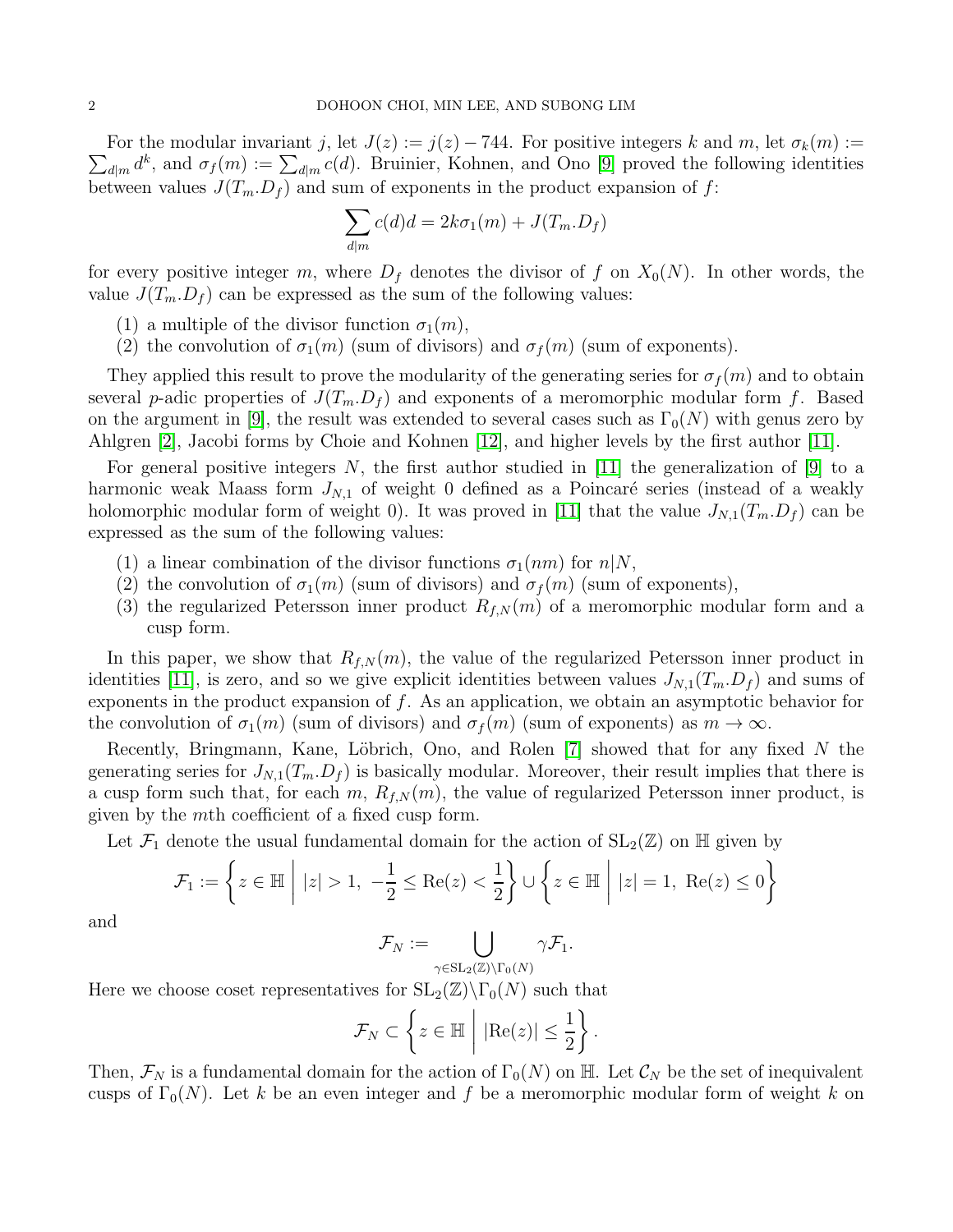For the modular invariant $j$, let $J(z) := j(z) - 744$. For positive integers $k$ and $m$, let $\sigma_k(m) := \sum_{d|m} d^k$, and $\sigma_f(m) := \sum_{d|m} c(d)$. Bruinier, Kohnen, and Ono [9] proved the following identities between values $J(T_m.D_f)$ and sum of exponents in the product expansion of $f$:

$$\sum_{d|m} c(d)d = 2k\sigma_1(m) + J(T_m.D_f)$$

for every positive integer $m$, where $D_f$ denotes the divisor of $f$ on $X_0(N)$. In other words, the value $J(T_m.D_f)$ can be expressed as the sum of the following values:

1. a multiple of the divisor function $\sigma_1(m)$,
2. the convolution of $\sigma_1(m)$ (sum of divisors) and $\sigma_f(m)$ (sum of exponents).

They applied this result to prove the modularity of the generating series for $\sigma_f(m)$ and to obtain several $p$-adic properties of $J(T_m.D_f)$ and exponents of a meromorphic modular form $f$. Based on the argument in [9], the result was extended to several cases such as $\Gamma_0(N)$ with genus zero by Ahlgren [2], Jacobi forms by Choie and Kohnen [12], and higher levels by the first author [11].

For general positive integers $N$, the first author studied in [11] the generalization of [9] to a harmonic weak Maass form $J_{N,1}$ of weight 0 defined as a Poincaré series (instead of a weakly holomorphic modular form of weight 0). It was proved in [11] that the value $J_{N,1}(T_m.D_f)$ can be expressed as the sum of the following values:

1. a linear combination of the divisor functions $\sigma_1(nm)$ for $n|N$,
2. the convolution of $\sigma_1(m)$ (sum of divisors) and $\sigma_f(m)$ (sum of exponents),
3. the regularized Petersson inner product $R_{f,N}(m)$ of a meromorphic modular form and a cusp form.

In this paper, we show that $R_{f,N}(m)$, the value of the regularized Petersson inner product in identities [11], is zero, and so we give explicit identities between values $J_{N,1}(T_m.D_f)$ and sums of exponents in the product expansion of $f$. As an application, we obtain an asymptotic behavior for the convolution of $\sigma_1(m)$ (sum of divisors) and $\sigma_f(m)$ (sum of exponents) as $m \to \infty$.

Recently, Bringmann, Kane, Löbrich, Ono, and Rolen [7] showed that for any fixed $N$ the generating series for $J_{N,1}(T_m.D_f)$ is basically modular. Moreover, their result implies that there is a cusp form such that, for each $m$, $R_{f,N}(m)$, the value of regularized Petersson inner product, is given by the $m$th coefficient of a fixed cusp form.

Let $\mathcal{F}_1$ denote the usual fundamental domain for the action of $\mathrm{SL}_2(\mathbb{Z})$ on $\mathbb{H}$ given by

$$\mathcal{F}_1 := \left\{ z \in \mathbb{H} \;\middle|\; |z| > 1,\ -\frac{1}{2} \leq \mathrm{Re}(z) < \frac{1}{2} \right\} \cup \left\{ z \in \mathbb{H} \;\middle|\; |z| = 1,\ \mathrm{Re}(z) \leq 0 \right\}$$

and

$$\mathcal{F}_N := \bigcup_{\gamma \in \mathrm{SL}_2(\mathbb{Z}) \backslash \Gamma_0(N)} \gamma \mathcal{F}_1.$$

Here we choose coset representatives for $\mathrm{SL}_2(\mathbb{Z}) \backslash \Gamma_0(N)$ such that

$$\mathcal{F}_N \subset \left\{ z \in \mathbb{H} \;\middle|\; |\mathrm{Re}(z)| \leq \frac{1}{2} \right\}.$$

Then, $\mathcal{F}_N$ is a fundamental domain for the action of $\Gamma_0(N)$ on $\mathbb{H}$. Let $\mathcal{C}_N$ be the set of inequivalent cusps of $\Gamma_0(N)$. Let $k$ be an even integer and $f$ be a meromorphic modular form of weight $k$ on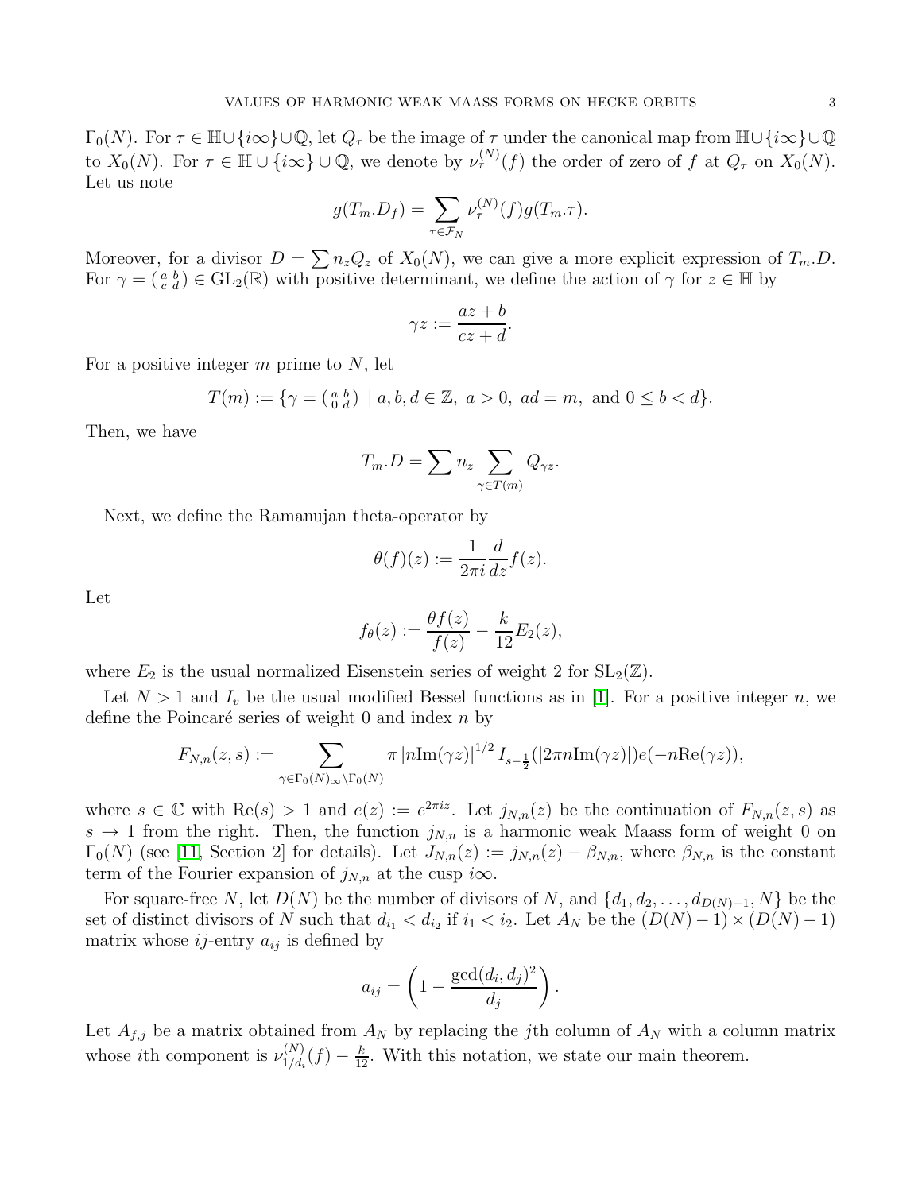$\Gamma_0(N)$. For $\tau \in \mathbb{H} \cup \{i\infty\} \cup \mathbb{Q}$, let $Q_\tau$ be the image of $\tau$ under the canonical map from $\mathbb{H} \cup \{i\infty\} \cup \mathbb{Q}$ to $X_0(N)$. For $\tau \in \mathbb{H} \cup \{i\infty\} \cup \mathbb{Q}$, we denote by $\nu_\tau^{(N)}(f)$ the order of zero of $f$ at $Q_\tau$ on $X_0(N)$. Let us note

$$g(T_m.D_f) = \sum_{\tau \in \mathcal{F}_N} \nu_\tau^{(N)}(f) g(T_m.\tau).$$

Moreover, for a divisor $D = \sum n_z Q_z$ of $X_0(N)$, we can give a more explicit expression of $T_m.D$. For $\gamma = \left(\begin{smallmatrix} a & b \\ c & d \end{smallmatrix}\right) \in \mathrm{GL}_2(\mathbb{R})$ with positive determinant, we define the action of $\gamma$ for $z \in \mathbb{H}$ by

$$\gamma z := \frac{az+b}{cz+d}.$$

For a positive integer $m$ prime to $N$, let

$$T(m) := \{\gamma = \left(\begin{smallmatrix} a & b \\ 0 & d \end{smallmatrix}\right) \mid a, b, d \in \mathbb{Z},\ a > 0,\ ad = m, \text{ and } 0 \le b < d\}.$$

Then, we have

$$T_m.D = \sum n_z \sum_{\gamma \in T(m)} Q_{\gamma z}.$$

Next, we define the Ramanujan theta-operator by

$$\theta(f)(z) := \frac{1}{2\pi i} \frac{d}{dz} f(z).$$

Let

$$f_\theta(z) := \frac{\theta f(z)}{f(z)} - \frac{k}{12} E_2(z),$$

where $E_2$ is the usual normalized Eisenstein series of weight 2 for $\mathrm{SL}_2(\mathbb{Z})$.

Let $N > 1$ and $I_v$ be the usual modified Bessel functions as in [1]. For a positive integer $n$, we define the Poincaré series of weight 0 and index $n$ by

$$F_{N,n}(z,s) := \sum_{\gamma \in \Gamma_0(N)_\infty \backslash \Gamma_0(N)} \pi \left|n \mathrm{Im}(\gamma z)\right|^{1/2} I_{s-\frac{1}{2}}(|2\pi n \mathrm{Im}(\gamma z)|) e(-n \mathrm{Re}(\gamma z)),$$

where $s \in \mathbb{C}$ with $\mathrm{Re}(s) > 1$ and $e(z) := e^{2\pi i z}$. Let $j_{N,n}(z)$ be the continuation of $F_{N,n}(z,s)$ as $s \to 1$ from the right. Then, the function $j_{N,n}$ is a harmonic weak Maass form of weight 0 on $\Gamma_0(N)$ (see [11, Section 2] for details). Let $J_{N,n}(z) := j_{N,n}(z) - \beta_{N,n}$, where $\beta_{N,n}$ is the constant term of the Fourier expansion of $j_{N,n}$ at the cusp $i\infty$.

For square-free $N$, let $D(N)$ be the number of divisors of $N$, and $\{d_1, d_2, \ldots, d_{D(N)-1}, N\}$ be the set of distinct divisors of $N$ such that $d_{i_1} < d_{i_2}$ if $i_1 < i_2$. Let $A_N$ be the $(D(N)-1) \times (D(N)-1)$ matrix whose $ij$-entry $a_{ij}$ is defined by

$$a_{ij} = \left(1 - \frac{\gcd(d_i, d_j)^2}{d_j}\right).$$

Let $A_{f,j}$ be a matrix obtained from $A_N$ by replacing the $j$th column of $A_N$ with a column matrix whose $i$th component is $\nu_{1/d_i}^{(N)}(f) - \frac{k}{12}$. With this notation, we state our main theorem.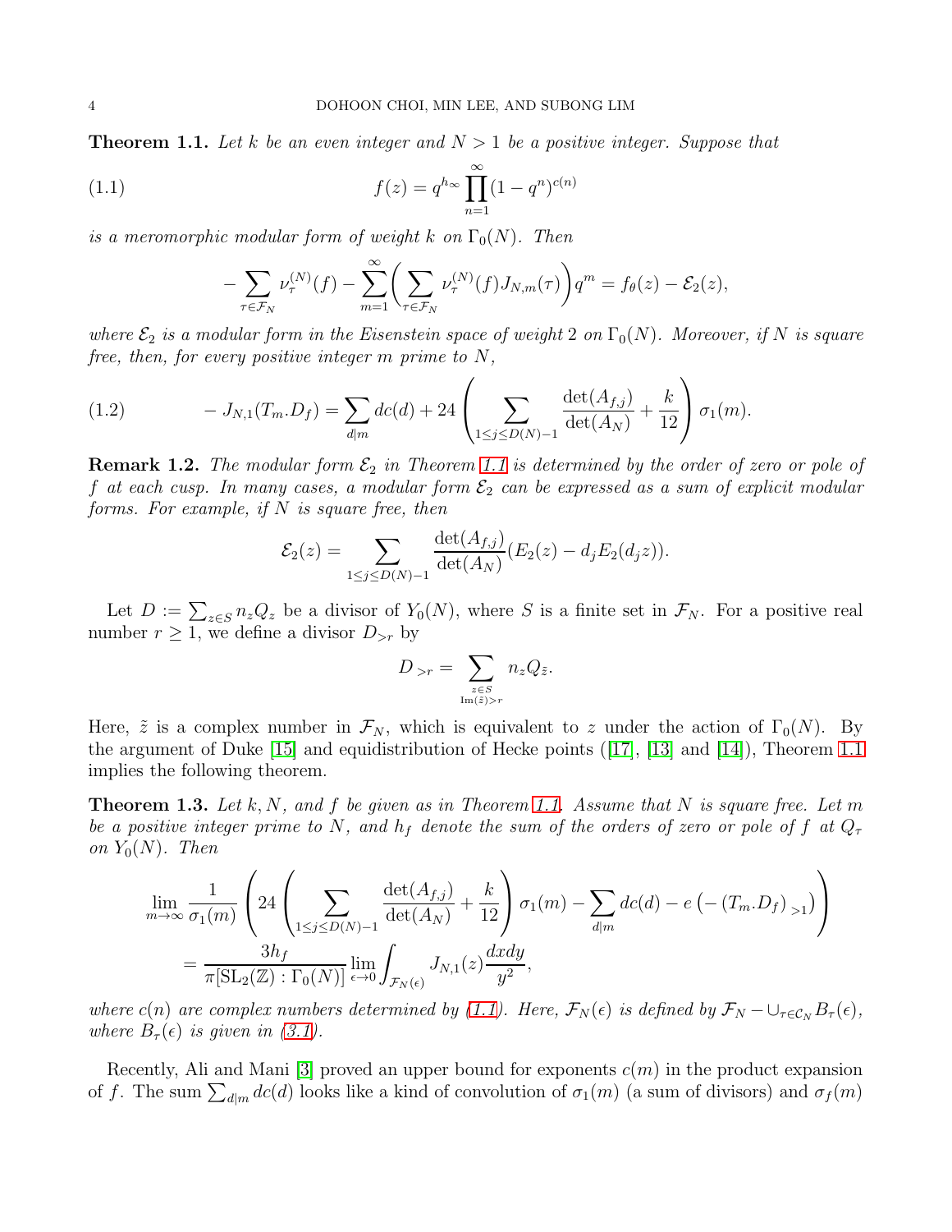**Theorem 1.1.** *Let $k$ be an even integer and $N > 1$ be a positive integer. Suppose that*

$$f(z) = q^{h_\infty} \prod_{n=1}^{\infty} (1-q^n)^{c(n)} \tag{1.1}$$

*is a meromorphic modular form of weight $k$ on $\Gamma_0(N)$. Then*

$$-\sum_{\tau \in \mathcal{F}_N} \nu_\tau^{(N)}(f) - \sum_{m=1}^{\infty} \left( \sum_{\tau \in \mathcal{F}_N} \nu_\tau^{(N)}(f) J_{N,m}(\tau) \right) q^m = f_\theta(z) - \mathcal{E}_2(z),$$

*where $\mathcal{E}_2$ is a modular form in the Eisenstein space of weight 2 on $\Gamma_0(N)$. Moreover, if $N$ is square free, then, for every positive integer $m$ prime to $N$,*

$$-J_{N,1}(T_m.D_f) = \sum_{d|m} dc(d) + 24 \left( \sum_{1 \le j \le D(N)-1} \frac{\det(A_{f,j})}{\det(A_N)} + \frac{k}{12} \right) \sigma_1(m). \tag{1.2}$$

**Remark 1.2.** *The modular form $\mathcal{E}_2$ in Theorem 1.1 is determined by the order of zero or pole of $f$ at each cusp. In many cases, a modular form $\mathcal{E}_2$ can be expressed as a sum of explicit modular forms. For example, if $N$ is square free, then*

$$\mathcal{E}_2(z) = \sum_{1 \le j \le D(N)-1} \frac{\det(A_{f,j})}{\det(A_N)} (E_2(z) - d_j E_2(d_j z)).$$

Let $D := \sum_{z \in S} n_z Q_z$ be a divisor of $Y_0(N)$, where $S$ is a finite set in $\mathcal{F}_N$. For a positive real number $r \ge 1$, we define a divisor $D_{>r}$ by

$$D_{>r} = \sum_{\substack{z \in S \\ \mathrm{Im}(\tilde{z}) > r}} n_z Q_{\tilde{z}}.$$

Here, $\tilde{z}$ is a complex number in $\mathcal{F}_N$, which is equivalent to $z$ under the action of $\Gamma_0(N)$. By the argument of Duke [15] and equidistribution of Hecke points ([17], [13] and [14]), Theorem 1.1 implies the following theorem.

**Theorem 1.3.** *Let $k, N,$ and $f$ be given as in Theorem 1.1. Assume that $N$ is square free. Let $m$ be a positive integer prime to $N$, and $h_f$ denote the sum of the orders of zero or pole of $f$ at $Q_\tau$ on $Y_0(N)$. Then*

$$\lim_{m \to \infty} \frac{1}{\sigma_1(m)} \left( 24 \left( \sum_{1 \le j \le D(N)-1} \frac{\det(A_{f,j})}{\det(A_N)} + \frac{k}{12} \right) \sigma_1(m) - \sum_{d|m} dc(d) - e\left( -(T_m.D_f)_{>1} \right) \right)$$
$$= \frac{3h_f}{\pi [\mathrm{SL}_2(\mathbb{Z}) : \Gamma_0(N)]} \lim_{\epsilon \to 0} \int_{\mathcal{F}_N(\epsilon)} J_{N,1}(z) \frac{dxdy}{y^2},$$

*where $c(n)$ are complex numbers determined by (1.1). Here, $\mathcal{F}_N(\epsilon)$ is defined by $\mathcal{F}_N - \cup_{\tau \in \mathcal{C}_N} B_\tau(\epsilon)$, where $B_\tau(\epsilon)$ is given in (3.1).*

Recently, Ali and Mani [3] proved an upper bound for exponents $c(m)$ in the product expansion of $f$. The sum $\sum_{d|m} dc(d)$ looks like a kind of convolution of $\sigma_1(m)$ (a sum of divisors) and $\sigma_f(m)$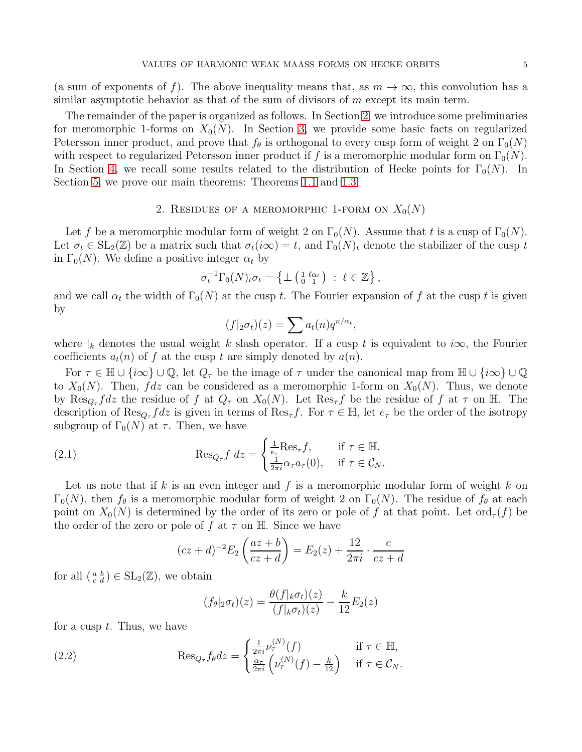(a sum of exponents of $f$). The above inequality means that, as $m \to \infty$, this convolution has a similar asymptotic behavior as that of the sum of divisors of $m$ except its main term.

The remainder of the paper is organized as follows. In Section 2, we introduce some preliminaries for meromorphic 1-forms on $X_0(N)$. In Section 3, we provide some basic facts on regularized Petersson inner product, and prove that $f_\theta$ is orthogonal to every cusp form of weight 2 on $\Gamma_0(N)$ with respect to regularized Petersson inner product if $f$ is a meromorphic modular form on $\Gamma_0(N)$. In Section 4, we recall some results related to the distribution of Hecke points for $\Gamma_0(N)$. In Section 5, we prove our main theorems: Theorems 1.1 and 1.3.

## 2. Residues of a meromorphic 1-form on $X_0(N)$

Let $f$ be a meromorphic modular form of weight 2 on $\Gamma_0(N)$. Assume that $t$ is a cusp of $\Gamma_0(N)$. Let $\sigma_t \in \mathrm{SL}_2(\mathbb{Z})$ be a matrix such that $\sigma_t(i\infty) = t$, and $\Gamma_0(N)_t$ denote the stabilizer of the cusp $t$ in $\Gamma_0(N)$. We define a positive integer $\alpha_t$ by

$$\sigma_t^{-1}\Gamma_0(N)_t\sigma_t = \left\{ \pm \left( \begin{smallmatrix} 1 & \ell\alpha_t \\ 0 & 1 \end{smallmatrix} \right) \ : \ \ell \in \mathbb{Z} \right\},$$

and we call $\alpha_t$ the width of $\Gamma_0(N)$ at the cusp $t$. The Fourier expansion of $f$ at the cusp $t$ is given by

$$(f|_2\sigma_t)(z) = \sum a_t(n) q^{n/\alpha_t},$$

where $|_k$ denotes the usual weight $k$ slash operator. If a cusp $t$ is equivalent to $i\infty$, the Fourier coefficients $a_t(n)$ of $f$ at the cusp $t$ are simply denoted by $a(n)$.

For $\tau \in \mathbb{H} \cup \{i\infty\} \cup \mathbb{Q}$, let $Q_\tau$ be the image of $\tau$ under the canonical map from $\mathbb{H} \cup \{i\infty\} \cup \mathbb{Q}$ to $X_0(N)$. Then, $fdz$ can be considered as a meromorphic 1-form on $X_0(N)$. Thus, we denote by $\mathrm{Res}_{Q_\tau} f dz$ the residue of $f$ at $Q_\tau$ on $X_0(N)$. Let $\mathrm{Res}_\tau f$ be the residue of $f$ at $\tau$ on $\mathbb{H}$. The description of $\mathrm{Res}_{Q_\tau} f dz$ is given in terms of $\mathrm{Res}_\tau f$. For $\tau \in \mathbb{H}$, let $e_\tau$ be the order of the isotropy subgroup of $\Gamma_0(N)$ at $\tau$. Then, we have

$$\mathrm{Res}_{Q_\tau} f \ dz = \begin{cases} \frac{1}{e_\tau}\mathrm{Res}_\tau f, & \text{if } \tau \in \mathbb{H}, \\ \frac{1}{2\pi i}\alpha_\tau a_\tau(0), & \text{if } \tau \in \mathcal{C}_N. \end{cases} \tag{2.1}$$

Let us note that if $k$ is an even integer and $f$ is a meromorphic modular form of weight $k$ on $\Gamma_0(N)$, then $f_\theta$ is a meromorphic modular form of weight 2 on $\Gamma_0(N)$. The residue of $f_\theta$ at each point on $X_0(N)$ is determined by the order of its zero or pole of $f$ at that point. Let $\mathrm{ord}_\tau(f)$ be the order of the zero or pole of $f$ at $\tau$ on $\mathbb{H}$. Since we have

$$(cz+d)^{-2} E_2\left(\frac{az+b}{cz+d}\right) = E_2(z) + \frac{12}{2\pi i} \cdot \frac{c}{cz+d}$$

for all $\left( \begin{smallmatrix} a & b \\ c & d \end{smallmatrix} \right) \in \mathrm{SL}_2(\mathbb{Z})$, we obtain

$$(f_\theta|_2\sigma_t)(z) = \frac{\theta(f|_k\sigma_t)(z)}{(f|_k\sigma_t)(z)} - \frac{k}{12}E_2(z)$$

for a cusp $t$. Thus, we have

$$\mathrm{Res}_{Q_\tau} f_\theta dz = \begin{cases} \frac{1}{2\pi i}\nu_\tau^{(N)}(f) & \text{if } \tau \in \mathbb{H}, \\ \frac{\alpha_\tau}{2\pi i}\left(\nu_\tau^{(N)}(f) - \frac{k}{12}\right) & \text{if } \tau \in \mathcal{C}_N. \end{cases} \tag{2.2}$$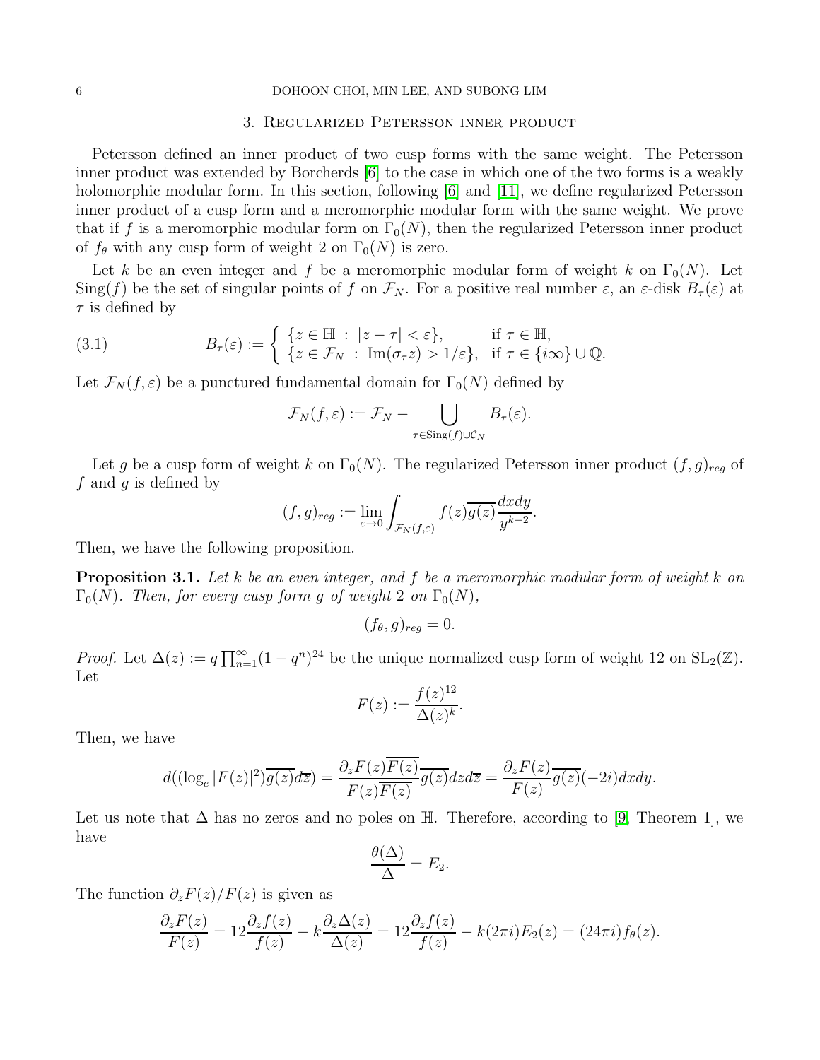## 3. Regularized Petersson inner product

Petersson defined an inner product of two cusp forms with the same weight. The Petersson inner product was extended by Borcherds [6] to the case in which one of the two forms is a weakly holomorphic modular form. In this section, following [6] and [11], we define regularized Petersson inner product of a cusp form and a meromorphic modular form with the same weight. We prove that if $f$ is a meromorphic modular form on $\Gamma_0(N)$, then the regularized Petersson inner product of $f_\theta$ with any cusp form of weight 2 on $\Gamma_0(N)$ is zero.

Let $k$ be an even integer and $f$ be a meromorphic modular form of weight $k$ on $\Gamma_0(N)$. Let $\mathrm{Sing}(f)$ be the set of singular points of $f$ on $\mathcal{F}_N$. For a positive real number $\varepsilon$, an $\varepsilon$-disk $B_\tau(\varepsilon)$ at $\tau$ is defined by

$$B_\tau(\varepsilon) := \begin{cases} \{z \in \mathbb{H} \,:\, |z-\tau| < \varepsilon\}, & \text{if } \tau \in \mathbb{H}, \\ \{z \in \mathcal{F}_N \,:\, \mathrm{Im}(\sigma_\tau z) > 1/\varepsilon\}, & \text{if } \tau \in \{i\infty\} \cup \mathbb{Q}. \end{cases} \tag{3.1}$$

Let $\mathcal{F}_N(f, \varepsilon)$ be a punctured fundamental domain for $\Gamma_0(N)$ defined by

$$\mathcal{F}_N(f,\varepsilon) := \mathcal{F}_N - \bigcup_{\tau \in \mathrm{Sing}(f) \cup \mathcal{C}_N} B_\tau(\varepsilon).$$

Let $g$ be a cusp form of weight $k$ on $\Gamma_0(N)$. The regularized Petersson inner product $(f,g)_{reg}$ of $f$ and $g$ is defined by

$$(f,g)_{reg} := \lim_{\varepsilon \to 0} \int_{\mathcal{F}_N(f,\varepsilon)} f(z)\overline{g(z)} \frac{dxdy}{y^{k-2}}.$$

Then, we have the following proposition.

**Proposition 3.1.** *Let $k$ be an even integer, and $f$ be a meromorphic modular form of weight $k$ on $\Gamma_0(N)$. Then, for every cusp form $g$ of weight 2 on $\Gamma_0(N)$,*

$$(f_\theta, g)_{reg} = 0.$$

*Proof.* Let $\Delta(z) := q\prod_{n=1}^\infty (1-q^n)^{24}$ be the unique normalized cusp form of weight 12 on $\mathrm{SL}_2(\mathbb{Z})$. Let

$$F(z) := \frac{f(z)^{12}}{\Delta(z)^k}.$$

Then, we have

$$d((\log_e |F(z)|^2)\overline{g(z)}d\overline{z}) = \frac{\partial_z F(z)\overline{F(z)}}{F(z)\overline{F(z)}}\overline{g(z)}dzd\overline{z} = \frac{\partial_z F(z)}{F(z)}\overline{g(z)}(-2i)dxdy.$$

Let us note that $\Delta$ has no zeros and no poles on $\mathbb{H}$. Therefore, according to [9, Theorem 1], we have

$$\frac{\theta(\Delta)}{\Delta} = E_2.$$

The function $\partial_z F(z)/F(z)$ is given as

$$\frac{\partial_z F(z)}{F(z)} = 12\frac{\partial_z f(z)}{f(z)} - k\frac{\partial_z \Delta(z)}{\Delta(z)} = 12\frac{\partial_z f(z)}{f(z)} - k(2\pi i)E_2(z) = (24\pi i) f_\theta(z).$$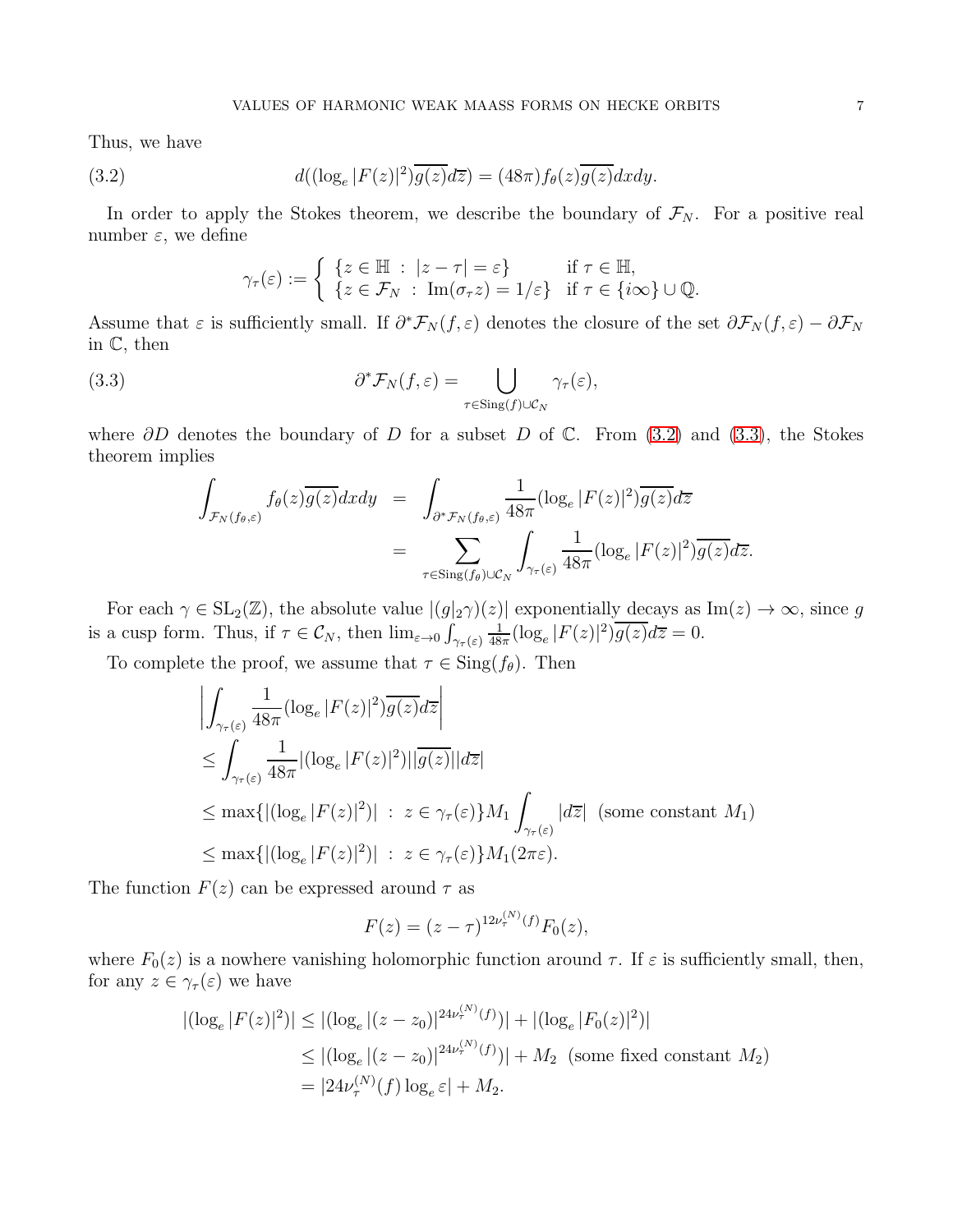Thus, we have

$$d((\log_e |F(z)|^2)\overline{g(z)}d\overline{z}) = (48\pi) f_\theta(z)\overline{g(z)}dxdy. \tag{3.2}$$

In order to apply the Stokes theorem, we describe the boundary of $\mathcal{F}_N$. For a positive real number $\varepsilon$, we define

$$\gamma_\tau(\varepsilon) := \begin{cases} \{z \in \mathbb{H} \ : \ |z-\tau| = \varepsilon\} & \text{if } \tau \in \mathbb{H}, \\ \{z \in \mathcal{F}_N \ : \ \mathrm{Im}(\sigma_\tau z) = 1/\varepsilon\} & \text{if } \tau \in \{i\infty\} \cup \mathbb{Q}. \end{cases}$$

Assume that $\varepsilon$ is sufficiently small. If $\partial^* \mathcal{F}_N(f, \varepsilon)$ denotes the closure of the set $\partial \mathcal{F}_N(f,\varepsilon) - \partial \mathcal{F}_N$ in $\mathbb{C}$, then

$$\partial^* \mathcal{F}_N(f, \varepsilon) = \bigcup_{\tau \in \mathrm{Sing}(f) \cup \mathcal{C}_N} \gamma_\tau(\varepsilon), \tag{3.3}$$

where $\partial D$ denotes the boundary of $D$ for a subset $D$ of $\mathbb{C}$. From (3.2) and (3.3), the Stokes theorem implies

$$\begin{aligned} \int_{\mathcal{F}_N(f_\theta, \varepsilon)} f_\theta(z)\overline{g(z)}dxdy &= \int_{\partial^* \mathcal{F}_N(f_\theta, \varepsilon)} \frac{1}{48\pi}(\log_e |F(z)|^2)\overline{g(z)}d\overline{z} \\ &= \sum_{\tau \in \mathrm{Sing}(f_\theta) \cup \mathcal{C}_N} \int_{\gamma_\tau(\varepsilon)} \frac{1}{48\pi}(\log_e |F(z)|^2)\overline{g(z)}d\overline{z}. \end{aligned}$$

For each $\gamma \in \mathrm{SL}_2(\mathbb{Z})$, the absolute value $|(g|_2\gamma)(z)|$ exponentially decays as $\mathrm{Im}(z) \to \infty$, since $g$ is a cusp form. Thus, if $\tau \in \mathcal{C}_N$, then $\lim_{\varepsilon \to 0} \int_{\gamma_\tau(\varepsilon)} \frac{1}{48\pi}(\log_e |F(z)|^2)\overline{g(z)}d\overline{z} = 0$.

To complete the proof, we assume that $\tau \in \mathrm{Sing}(f_\theta)$. Then

$$\begin{aligned} &\left| \int_{\gamma_\tau(\varepsilon)} \frac{1}{48\pi}(\log_e |F(z)|^2)\overline{g(z)}d\overline{z} \right| \\ &\leq \int_{\gamma_\tau(\varepsilon)} \frac{1}{48\pi} |(\log_e |F(z)|^2)||\overline{g(z)}||d\overline{z}| \\ &\leq \max\{|(\log_e |F(z)|^2)| \ : \ z \in \gamma_\tau(\varepsilon)\} M_1 \int_{\gamma_\tau(\varepsilon)} |d\overline{z}| \ \ \text{(some constant } M_1\text{)} \\ &\leq \max\{|(\log_e |F(z)|^2)| \ : \ z \in \gamma_\tau(\varepsilon)\} M_1 (2\pi\varepsilon). \end{aligned}$$

The function $F(z)$ can be expressed around $\tau$ as

$$F(z) = (z-\tau)^{12\nu_\tau^{(N)}(f)} F_0(z),$$

where $F_0(z)$ is a nowhere vanishing holomorphic function around $\tau$. If $\varepsilon$ is sufficiently small, then, for any $z \in \gamma_\tau(\varepsilon)$ we have

$$\begin{aligned} |(\log_e |F(z)|^2)| &\leq |(\log_e |(z-z_0)|^{24\nu_\tau^{(N)}(f)})| + |(\log_e |F_0(z)|^2)| \\ &\leq |(\log_e |(z-z_0)|^{24\nu_\tau^{(N)}(f)})| + M_2 \ \ \text{(some fixed constant } M_2\text{)} \\ &= |24\nu_\tau^{(N)}(f) \log_e \varepsilon| + M_2. \end{aligned}$$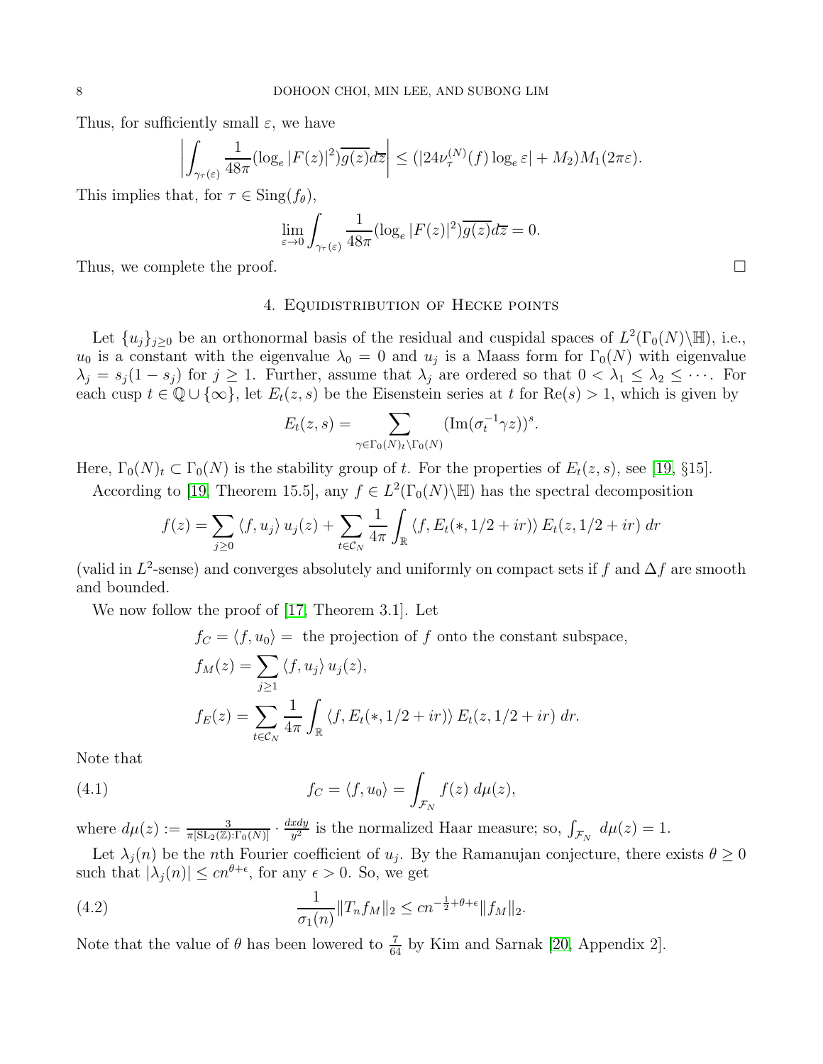Thus, for sufficiently small $\varepsilon$, we have

$$\left| \int_{\gamma_\tau(\varepsilon)} \frac{1}{48\pi} (\log_e |F(z)|^2) \overline{g(z)} d\overline{z} \right| \leq (|24\nu_\tau^{(N)}(f) \log_e \varepsilon| + M_2) M_1 (2\pi\varepsilon).$$

This implies that, for $\tau \in \mathrm{Sing}(f_\theta)$,

$$\lim_{\varepsilon \to 0} \int_{\gamma_\tau(\varepsilon)} \frac{1}{48\pi} (\log_e |F(z)|^2) \overline{g(z)} d\overline{z} = 0.$$

Thus, we complete the proof. □

## 4. Equidistribution of Hecke points

Let $\{u_j\}_{j \geq 0}$ be an orthonormal basis of the residual and cuspidal spaces of $L^2(\Gamma_0(N)\backslash\mathbb{H})$, i.e., $u_0$ is a constant with the eigenvalue $\lambda_0 = 0$ and $u_j$ is a Maass form for $\Gamma_0(N)$ with eigenvalue $\lambda_j = s_j(1 - s_j)$ for $j \geq 1$. Further, assume that $\lambda_j$ are ordered so that $0 < \lambda_1 \leq \lambda_2 \leq \cdots$. For each cusp $t \in \mathbb{Q} \cup \{\infty\}$, let $E_t(z, s)$ be the Eisenstein series at $t$ for $\mathrm{Re}(s) > 1$, which is given by

$$E_t(z, s) = \sum_{\gamma \in \Gamma_0(N)_t \backslash \Gamma_0(N)} (\mathrm{Im}(\sigma_t^{-1} \gamma z))^s.$$

Here, $\Gamma_0(N)_t \subset \Gamma_0(N)$ is the stability group of $t$. For the properties of $E_t(z, s)$, see [19, §15].

According to [19, Theorem 15.5], any $f \in L^2(\Gamma_0(N)\backslash\mathbb{H})$ has the spectral decomposition

$$f(z) = \sum_{j \geq 0} \langle f, u_j \rangle \, u_j(z) + \sum_{t \in \mathcal{C}_N} \frac{1}{4\pi} \int_{\mathbb{R}} \langle f, E_t(*, 1/2 + ir) \rangle \, E_t(z, 1/2 + ir) \, dr$$

(valid in $L^2$-sense) and converges absolutely and uniformly on compact sets if $f$ and $\Delta f$ are smooth and bounded.

We now follow the proof of [17, Theorem 3.1]. Let

$$\begin{aligned}
f_C &= \langle f, u_0 \rangle = \text{ the projection of } f \text{ onto the constant subspace,} \\
f_M(z) &= \sum_{j \geq 1} \langle f, u_j \rangle \, u_j(z), \\
f_E(z) &= \sum_{t \in \mathcal{C}_N} \frac{1}{4\pi} \int_{\mathbb{R}} \langle f, E_t(*, 1/2 + ir) \rangle \, E_t(z, 1/2 + ir) \, dr.
\end{aligned}$$

Note that

$$f_C = \langle f, u_0 \rangle = \int_{\mathcal{F}_N} f(z) \, d\mu(z), \tag{4.1}$$

where $d\mu(z) := \frac{3}{\pi[\mathrm{SL}_2(\mathbb{Z}):\Gamma_0(N)]} \cdot \frac{dxdy}{y^2}$ is the normalized Haar measure; so, $\int_{\mathcal{F}_N} d\mu(z) = 1$.

Let $\lambda_j(n)$ be the $n$th Fourier coefficient of $u_j$. By the Ramanujan conjecture, there exists $\theta \geq 0$ such that $|\lambda_j(n)| \leq cn^{\theta + \epsilon}$, for any $\epsilon > 0$. So, we get

$$\frac{1}{\sigma_1(n)} \|T_n f_M\|_2 \leq cn^{-\frac{1}{2} + \theta + \epsilon} \|f_M\|_2. \tag{4.2}$$

Note that the value of $\theta$ has been lowered to $\frac{7}{64}$ by Kim and Sarnak [20, Appendix 2].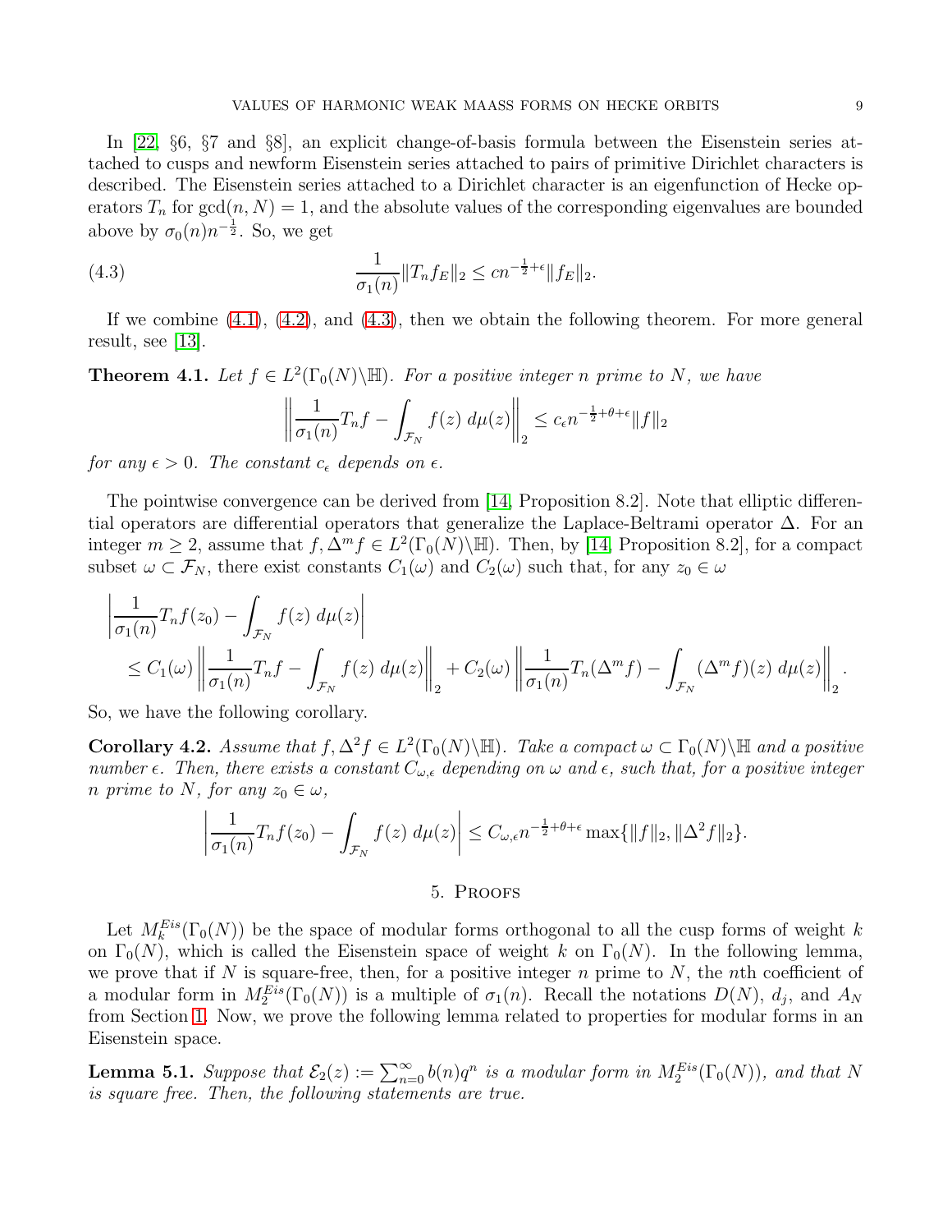In [22, §6, §7 and §8], an explicit change-of-basis formula between the Eisenstein series attached to cusps and newform Eisenstein series attached to pairs of primitive Dirichlet characters is described. The Eisenstein series attached to a Dirichlet character is an eigenfunction of Hecke operators $T_n$ for $\gcd(n, N) = 1$, and the absolute values of the corresponding eigenvalues are bounded above by $\sigma_0(n)n^{-\frac{1}{2}}$. So, we get

$$\frac{1}{\sigma_1(n)}\|T_n f_E\|_2 \leq cn^{-\frac{1}{2}+\epsilon}\|f_E\|_2. \tag{4.3}$$

If we combine (4.1), (4.2), and (4.3), then we obtain the following theorem. For more general result, see [13].

**Theorem 4.1.** *Let $f \in L^2(\Gamma_0(N)\backslash\mathbb{H})$. For a positive integer $n$ prime to $N$, we have*

$$\left\|\frac{1}{\sigma_1(n)}T_n f - \int_{\mathcal{F}_N} f(z)\ d\mu(z)\right\|_2 \leq c_\epsilon n^{-\frac{1}{2}+\theta+\epsilon}\|f\|_2$$

*for any $\epsilon > 0$. The constant $c_\epsilon$ depends on $\epsilon$.*

The pointwise convergence can be derived from [14, Proposition 8.2]. Note that elliptic differential operators are differential operators that generalize the Laplace-Beltrami operator $\Delta$. For an integer $m \geq 2$, assume that $f, \Delta^m f \in L^2(\Gamma_0(N)\backslash\mathbb{H})$. Then, by [14, Proposition 8.2], for a compact subset $\omega \subset \mathcal{F}_N$, there exist constants $C_1(\omega)$ and $C_2(\omega)$ such that, for any $z_0 \in \omega$

$$\begin{aligned}
&\left|\frac{1}{\sigma_1(n)}T_n f(z_0) - \int_{\mathcal{F}_N} f(z)\ d\mu(z)\right| \\
&\quad \leq C_1(\omega)\left\|\frac{1}{\sigma_1(n)}T_n f - \int_{\mathcal{F}_N} f(z)\ d\mu(z)\right\|_2 + C_2(\omega)\left\|\frac{1}{\sigma_1(n)}T_n(\Delta^m f) - \int_{\mathcal{F}_N} (\Delta^m f)(z)\ d\mu(z)\right\|_2.
\end{aligned}$$

So, we have the following corollary.

**Corollary 4.2.** *Assume that $f, \Delta^2 f \in L^2(\Gamma_0(N)\backslash\mathbb{H})$. Take a compact $\omega \subset \Gamma_0(N)\backslash\mathbb{H}$ and a positive number $\epsilon$. Then, there exists a constant $C_{\omega,\epsilon}$ depending on $\omega$ and $\epsilon$, such that, for a positive integer $n$ prime to $N$, for any $z_0 \in \omega$,*

$$\left|\frac{1}{\sigma_1(n)}T_n f(z_0) - \int_{\mathcal{F}_N} f(z)\ d\mu(z)\right| \leq C_{\omega,\epsilon} n^{-\frac{1}{2}+\theta+\epsilon}\max\{\|f\|_2, \|\Delta^2 f\|_2\}.$$

## 5. Proofs

Let $M_k^{Eis}(\Gamma_0(N))$ be the space of modular forms orthogonal to all the cusp forms of weight $k$ on $\Gamma_0(N)$, which is called the Eisenstein space of weight $k$ on $\Gamma_0(N)$. In the following lemma, we prove that if $N$ is square-free, then, for a positive integer $n$ prime to $N$, the $n$th coefficient of a modular form in $M_2^{Eis}(\Gamma_0(N))$ is a multiple of $\sigma_1(n)$. Recall the notations $D(N)$, $d_j$, and $A_N$ from Section 1. Now, we prove the following lemma related to properties for modular forms in an Eisenstein space.

**Lemma 5.1.** *Suppose that $\mathcal{E}_2(z) := \sum_{n=0}^{\infty} b(n)q^n$ is a modular form in $M_2^{Eis}(\Gamma_0(N))$, and that $N$ is square free. Then, the following statements are true.*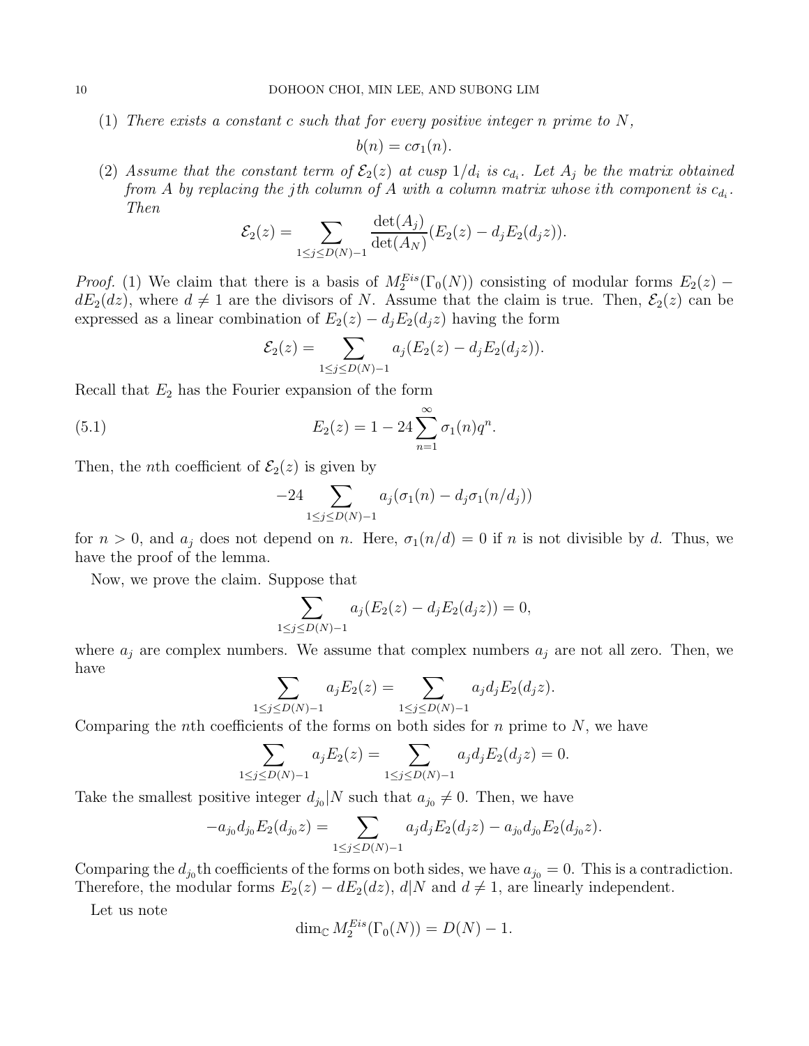(1) *There exists a constant $c$ such that for every positive integer $n$ prime to $N$,*

$$b(n) = c\sigma_1(n).$$

(2) *Assume that the constant term of $\mathcal{E}_2(z)$ at cusp $1/d_i$ is $c_{d_i}$. Let $A_j$ be the matrix obtained from $A$ by replacing the $j$th column of $A$ with a column matrix whose $i$th component is $c_{d_i}$. Then*

$$\mathcal{E}_2(z) = \sum_{1 \leq j \leq D(N)-1} \frac{\det(A_j)}{\det(A_N)}(E_2(z) - d_j E_2(d_j z)).$$

*Proof.* (1) We claim that there is a basis of $M_2^{Eis}(\Gamma_0(N))$ consisting of modular forms $E_2(z) - dE_2(dz)$, where $d \neq 1$ are the divisors of $N$. Assume that the claim is true. Then, $\mathcal{E}_2(z)$ can be expressed as a linear combination of $E_2(z) - d_j E_2(d_j z)$ having the form

$$\mathcal{E}_2(z) = \sum_{1 \leq j \leq D(N)-1} a_j (E_2(z) - d_j E_2(d_j z)).$$

Recall that $E_2$ has the Fourier expansion of the form

$$E_2(z) = 1 - 24 \sum_{n=1}^{\infty} \sigma_1(n) q^n. \tag{5.1}$$

Then, the $n$th coefficient of $\mathcal{E}_2(z)$ is given by

$$-24 \sum_{1 \leq j \leq D(N)-1} a_j(\sigma_1(n) - d_j \sigma_1(n/d_j))$$

for $n > 0$, and $a_j$ does not depend on $n$. Here, $\sigma_1(n/d) = 0$ if $n$ is not divisible by $d$. Thus, we have the proof of the lemma.

Now, we prove the claim. Suppose that

$$\sum_{1 \leq j \leq D(N)-1} a_j (E_2(z) - d_j E_2(d_j z)) = 0,$$

where $a_j$ are complex numbers. We assume that complex numbers $a_j$ are not all zero. Then, we have

$$\sum_{1 \leq j \leq D(N)-1} a_j E_2(z) = \sum_{1 \leq j \leq D(N)-1} a_j d_j E_2(d_j z).$$

Comparing the $n$th coefficients of the forms on both sides for $n$ prime to $N$, we have

$$\sum_{1 \leq j \leq D(N)-1} a_j E_2(z) = \sum_{1 \leq j \leq D(N)-1} a_j d_j E_2(d_j z) = 0.$$

Take the smallest positive integer $d_{j_0} | N$ such that $a_{j_0} \neq 0$. Then, we have

$$-a_{j_0} d_{j_0} E_2(d_{j_0} z) = \sum_{1 \leq j \leq D(N)-1} a_j d_j E_2(d_j z) - a_{j_0} d_{j_0} E_2(d_{j_0} z).$$

Comparing the $d_{j_0}$th coefficients of the forms on both sides, we have $a_{j_0} = 0$. This is a contradiction. Therefore, the modular forms $E_2(z) - dE_2(dz)$, $d|N$ and $d \neq 1$, are linearly independent.

Let us note

$$\dim_{\mathbb{C}} M_2^{Eis}(\Gamma_0(N)) = D(N) - 1.$$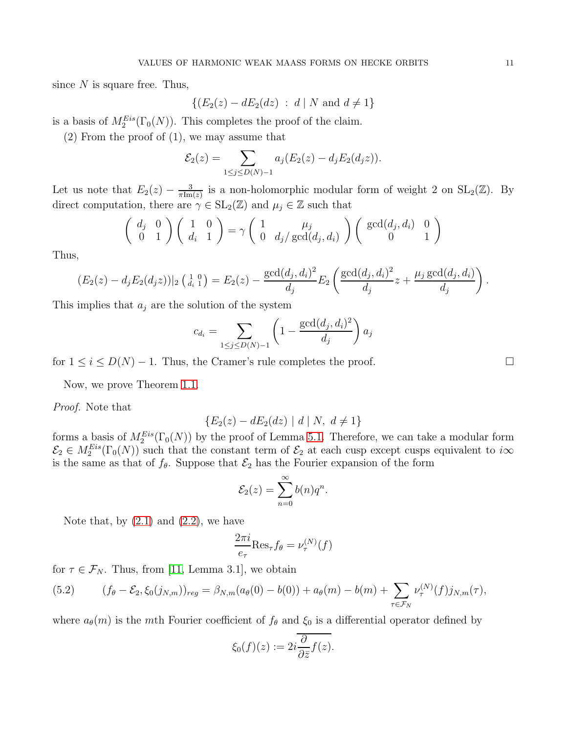since $N$ is square free. Thus,

$$\{(E_2(z) - dE_2(dz) \ : \ d \mid N \text{ and } d \neq 1\}$$

is a basis of $M_2^{Eis}(\Gamma_0(N))$. This completes the proof of the claim.

(2) From the proof of (1), we may assume that

$$\mathcal{E}_2(z) = \sum_{1 \leq j \leq D(N)-1} a_j (E_2(z) - d_j E_2(d_j z)).$$

Let us note that $E_2(z) - \frac{3}{\pi \mathrm{Im}(z)}$ is a non-holomorphic modular form of weight 2 on $\mathrm{SL}_2(\mathbb{Z})$. By direct computation, there are $\gamma \in \mathrm{SL}_2(\mathbb{Z})$ and $\mu_j \in \mathbb{Z}$ such that

$$\begin{pmatrix} d_j & 0 \\ 0 & 1 \end{pmatrix} \begin{pmatrix} 1 & 0 \\ d_i & 1 \end{pmatrix} = \gamma \begin{pmatrix} 1 & \mu_j \\ 0 & d_j / \gcd(d_j, d_i) \end{pmatrix} \begin{pmatrix} \gcd(d_j, d_i) & 0 \\ 0 & 1 \end{pmatrix}$$

Thus,

$$(E_2(z) - d_j E_2(d_j z))|_2 \left( \begin{smallmatrix} 1 & 0 \\ d_i & 1 \end{smallmatrix} \right) = E_2(z) - \frac{\gcd(d_j, d_i)^2}{d_j} E_2\left( \frac{\gcd(d_j, d_i)^2}{d_j} z + \frac{\mu_j \gcd(d_j, d_i)}{d_j} \right).$$

This implies that $a_j$ are the solution of the system

$$c_{d_i} = \sum_{1 \leq j \leq D(N)-1} \left( 1 - \frac{\gcd(d_j, d_i)^2}{d_j} \right) a_j$$

for $1 \leq i \leq D(N) - 1$. Thus, the Cramer's rule completes the proof. $\square$

Now, we prove Theorem 1.1.

*Proof.* Note that

$$\{E_2(z) - dE_2(dz) \mid d \mid N, \ d \neq 1\}$$

forms a basis of $M_2^{Eis}(\Gamma_0(N))$ by the proof of Lemma 5.1. Therefore, we can take a modular form $\mathcal{E}_2 \in M_2^{Eis}(\Gamma_0(N))$ such that the constant term of $\mathcal{E}_2$ at each cusp except cusps equivalent to $i\infty$ is the same as that of $f_\theta$. Suppose that $\mathcal{E}_2$ has the Fourier expansion of the form

$$\mathcal{E}_2(z) = \sum_{n=0}^{\infty} b(n) q^n.$$

Note that, by (2.1) and (2.2), we have

$$\frac{2\pi i}{e_\tau} \mathrm{Res}_\tau f_\theta = \nu_\tau^{(N)}(f)$$

for $\tau \in \mathcal{F}_N$. Thus, from [11, Lemma 3.1], we obtain

$$(5.2) \qquad (f_\theta - \mathcal{E}_2, \xi_0(j_{N,m}))_{reg} = \beta_{N,m}(a_\theta(0) - b(0)) + a_\theta(m) - b(m) + \sum_{\tau \in \mathcal{F}_N} \nu_\tau^{(N)}(f) j_{N,m}(\tau),$$

where $a_\theta(m)$ is the $m$th Fourier coefficient of $f_\theta$ and $\xi_0$ is a differential operator defined by

$$\xi_0(f)(z) := 2i \overline{\frac{\partial}{\partial \bar{z}} f(z)}.$$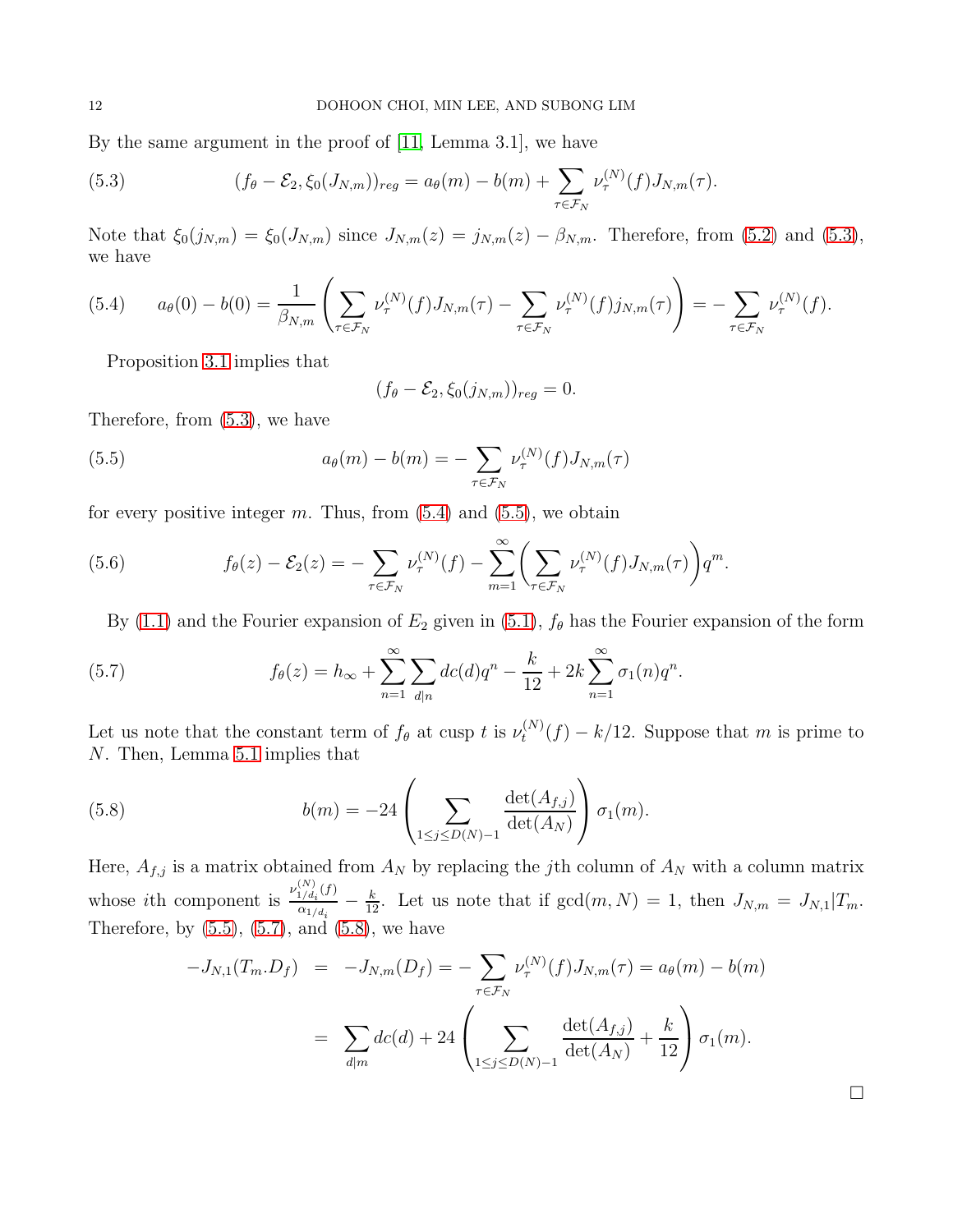By the same argument in the proof of [11, Lemma 3.1], we have

$$(f_\theta - \mathcal{E}_2, \xi_0(J_{N,m}))_{reg} = a_\theta(m) - b(m) + \sum_{\tau \in \mathcal{F}_N} \nu_\tau^{(N)}(f) J_{N,m}(\tau). \tag{5.3}$$

Note that $\xi_0(j_{N,m}) = \xi_0(J_{N,m})$ since $J_{N,m}(z) = j_{N,m}(z) - \beta_{N,m}$. Therefore, from (5.2) and (5.3), we have

$$a_\theta(0) - b(0) = \frac{1}{\beta_{N,m}} \left( \sum_{\tau \in \mathcal{F}_N} \nu_\tau^{(N)}(f) J_{N,m}(\tau) - \sum_{\tau \in \mathcal{F}_N} \nu_\tau^{(N)}(f) j_{N,m}(\tau) \right) = - \sum_{\tau \in \mathcal{F}_N} \nu_\tau^{(N)}(f). \tag{5.4}$$

Proposition 3.1 implies that

$$(f_\theta - \mathcal{E}_2, \xi_0(j_{N,m}))_{reg} = 0.$$

Therefore, from (5.3), we have

$$a_\theta(m) - b(m) = - \sum_{\tau \in \mathcal{F}_N} \nu_\tau^{(N)}(f) J_{N,m}(\tau) \tag{5.5}$$

for every positive integer $m$. Thus, from (5.4) and (5.5), we obtain

$$f_\theta(z) - \mathcal{E}_2(z) = - \sum_{\tau \in \mathcal{F}_N} \nu_\tau^{(N)}(f) - \sum_{m=1}^{\infty} \left( \sum_{\tau \in \mathcal{F}_N} \nu_\tau^{(N)}(f) J_{N,m}(\tau) \right) q^m. \tag{5.6}$$

By (1.1) and the Fourier expansion of $E_2$ given in (5.1), $f_\theta$ has the Fourier expansion of the form

$$f_\theta(z) = h_\infty + \sum_{n=1}^{\infty} \sum_{d|n} dc(d) q^n - \frac{k}{12} + 2k \sum_{n=1}^{\infty} \sigma_1(n) q^n. \tag{5.7}$$

Let us note that the constant term of $f_\theta$ at cusp $t$ is $\nu_t^{(N)}(f) - k/12$. Suppose that $m$ is prime to $N$. Then, Lemma 5.1 implies that

$$b(m) = -24 \left( \sum_{1 \le j \le D(N)-1} \frac{\det(A_{f,j})}{\det(A_N)} \right) \sigma_1(m). \tag{5.8}$$

Here, $A_{f,j}$ is a matrix obtained from $A_N$ by replacing the $j$th column of $A_N$ with a column matrix whose $i$th component is $\frac{\nu_{1/d_i}^{(N)}(f)}{\alpha_{1/d_i}} - \frac{k}{12}$. Let us note that if $\gcd(m, N) = 1$, then $J_{N,m} = J_{N,1}|T_m$. Therefore, by (5.5), (5.7), and (5.8), we have

$$\begin{aligned}
-J_{N,1}(T_m.D_f) &= -J_{N,m}(D_f) = - \sum_{\tau \in \mathcal{F}_N} \nu_\tau^{(N)}(f) J_{N,m}(\tau) = a_\theta(m) - b(m) \\
&= \sum_{d|m} dc(d) + 24 \left( \sum_{1 \le j \le D(N)-1} \frac{\det(A_{f,j})}{\det(A_N)} + \frac{k}{12} \right) \sigma_1(m).
\end{aligned}$$

□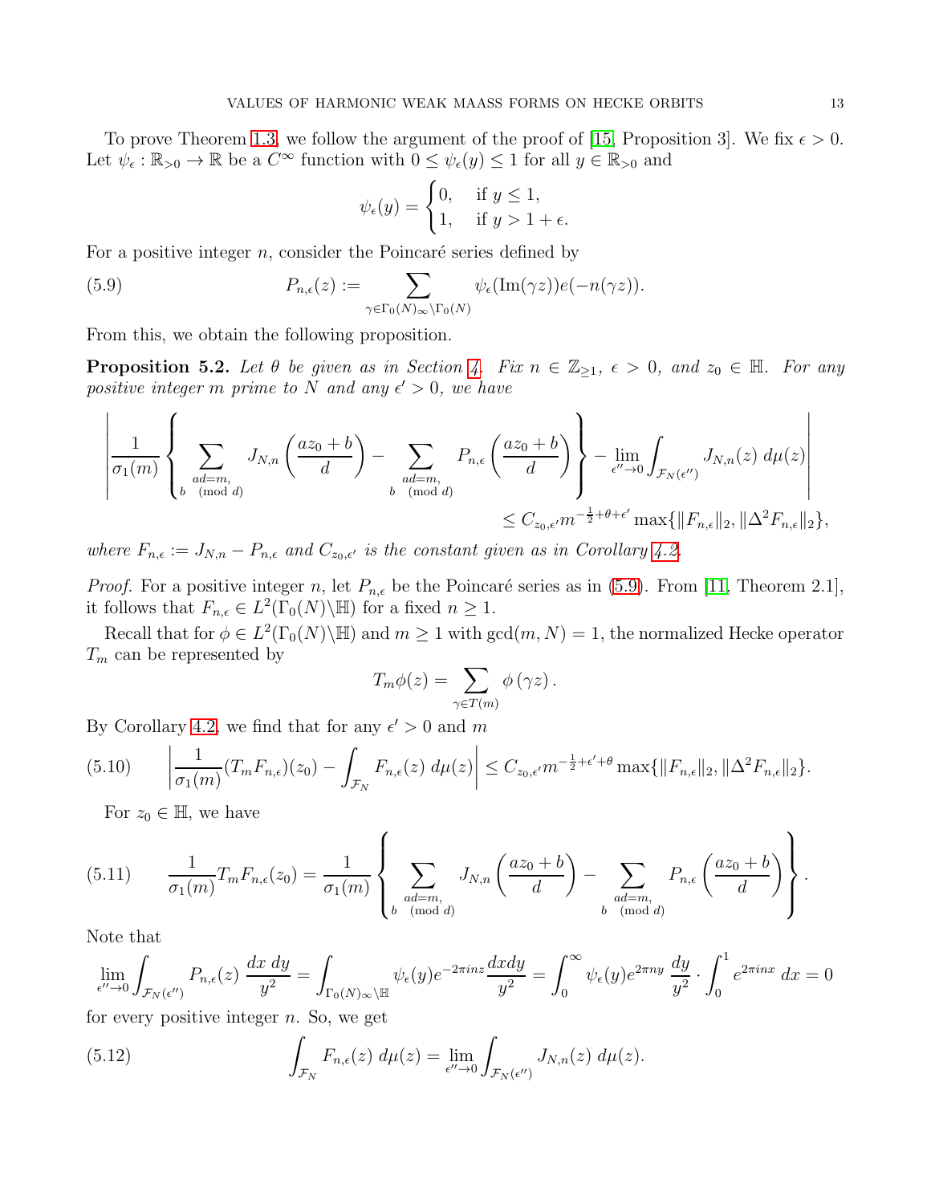To prove Theorem 1.3, we follow the argument of the proof of [15, Proposition 3]. We fix $\epsilon > 0$. Let $\psi_\epsilon : \mathbb{R}_{>0} \to \mathbb{R}$ be a $C^\infty$ function with $0 \le \psi_\epsilon(y) \le 1$ for all $y \in \mathbb{R}_{>0}$ and

$$\psi_\epsilon(y) = \begin{cases} 0, & \text{if } y \le 1, \\ 1, & \text{if } y > 1+\epsilon. \end{cases}$$

For a positive integer $n$, consider the Poincaré series defined by

$$P_{n,\epsilon}(z) := \sum_{\gamma \in \Gamma_0(N)_\infty \backslash \Gamma_0(N)} \psi_\epsilon(\mathrm{Im}(\gamma z)) e(-n(\gamma z)). \tag{5.9}$$

From this, we obtain the following proposition.

**Proposition 5.2.** *Let $\theta$ be given as in Section 4. Fix $n \in \mathbb{Z}_{\ge 1}$, $\epsilon > 0$, and $z_0 \in \mathbb{H}$. For any positive integer $m$ prime to $N$ and any $\epsilon' > 0$, we have*

$$\left| \frac{1}{\sigma_1(m)} \left\{ \sum_{\substack{ad=m, \\ b \pmod d}} J_{N,n}\left(\frac{az_0+b}{d}\right) - \sum_{\substack{ad=m, \\ b \pmod d}} P_{n,\epsilon}\left(\frac{az_0+b}{d}\right) \right\} - \lim_{\epsilon'' \to 0} \int_{\mathcal{F}_N(\epsilon'')} J_{N,n}(z)\, d\mu(z) \right|$$
$$\le C_{z_0,\epsilon'} m^{-\frac{1}{2}+\theta+\epsilon'} \max\{\|F_{n,\epsilon}\|_2, \|\Delta^2 F_{n,\epsilon}\|_2\},$$

*where $F_{n,\epsilon} := J_{N,n} - P_{n,\epsilon}$ and $C_{z_0,\epsilon'}$ is the constant given as in Corollary 4.2.*

*Proof.* For a positive integer $n$, let $P_{n,\epsilon}$ be the Poincaré series as in (5.9). From [11, Theorem 2.1], it follows that $F_{n,\epsilon} \in L^2(\Gamma_0(N)\backslash\mathbb{H})$ for a fixed $n \ge 1$.

Recall that for $\phi \in L^2(\Gamma_0(N)\backslash\mathbb{H})$ and $m \ge 1$ with $\gcd(m,N) = 1$, the normalized Hecke operator $T_m$ can be represented by

$$T_m \phi(z) = \sum_{\gamma \in T(m)} \phi(\gamma z).$$

By Corollary 4.2, we find that for any $\epsilon' > 0$ and $m$

$$\left| \frac{1}{\sigma_1(m)} (T_m F_{n,\epsilon})(z_0) - \int_{\mathcal{F}_N} F_{n,\epsilon}(z)\, d\mu(z) \right| \le C_{z_0,\epsilon'} m^{-\frac{1}{2}+\epsilon'+\theta} \max\{\|F_{n,\epsilon}\|_2, \|\Delta^2 F_{n,\epsilon}\|_2\}. \tag{5.10}$$

For $z_0 \in \mathbb{H}$, we have

$$\frac{1}{\sigma_1(m)} T_m F_{n,\epsilon}(z_0) = \frac{1}{\sigma_1(m)} \left\{ \sum_{\substack{ad=m, \\ b \pmod d}} J_{N,n}\left(\frac{az_0+b}{d}\right) - \sum_{\substack{ad=m, \\ b \pmod d}} P_{n,\epsilon}\left(\frac{az_0+b}{d}\right) \right\}. \tag{5.11}$$

Note that

$$\lim_{\epsilon'' \to 0} \int_{\mathcal{F}_N(\epsilon'')} P_{n,\epsilon}(z) \frac{dx\, dy}{y^2} = \int_{\Gamma_0(N)_\infty \backslash \mathbb{H}} \psi_\epsilon(y) e^{-2\pi i n z} \frac{dxdy}{y^2} = \int_0^\infty \psi_\epsilon(y) e^{2\pi n y} \frac{dy}{y^2} \cdot \int_0^1 e^{2\pi i n x}\, dx = 0$$

for every positive integer $n$. So, we get

$$\int_{\mathcal{F}_N} F_{n,\epsilon}(z)\, d\mu(z) = \lim_{\epsilon'' \to 0} \int_{\mathcal{F}_N(\epsilon'')} J_{N,n}(z)\, d\mu(z). \tag{5.12}$$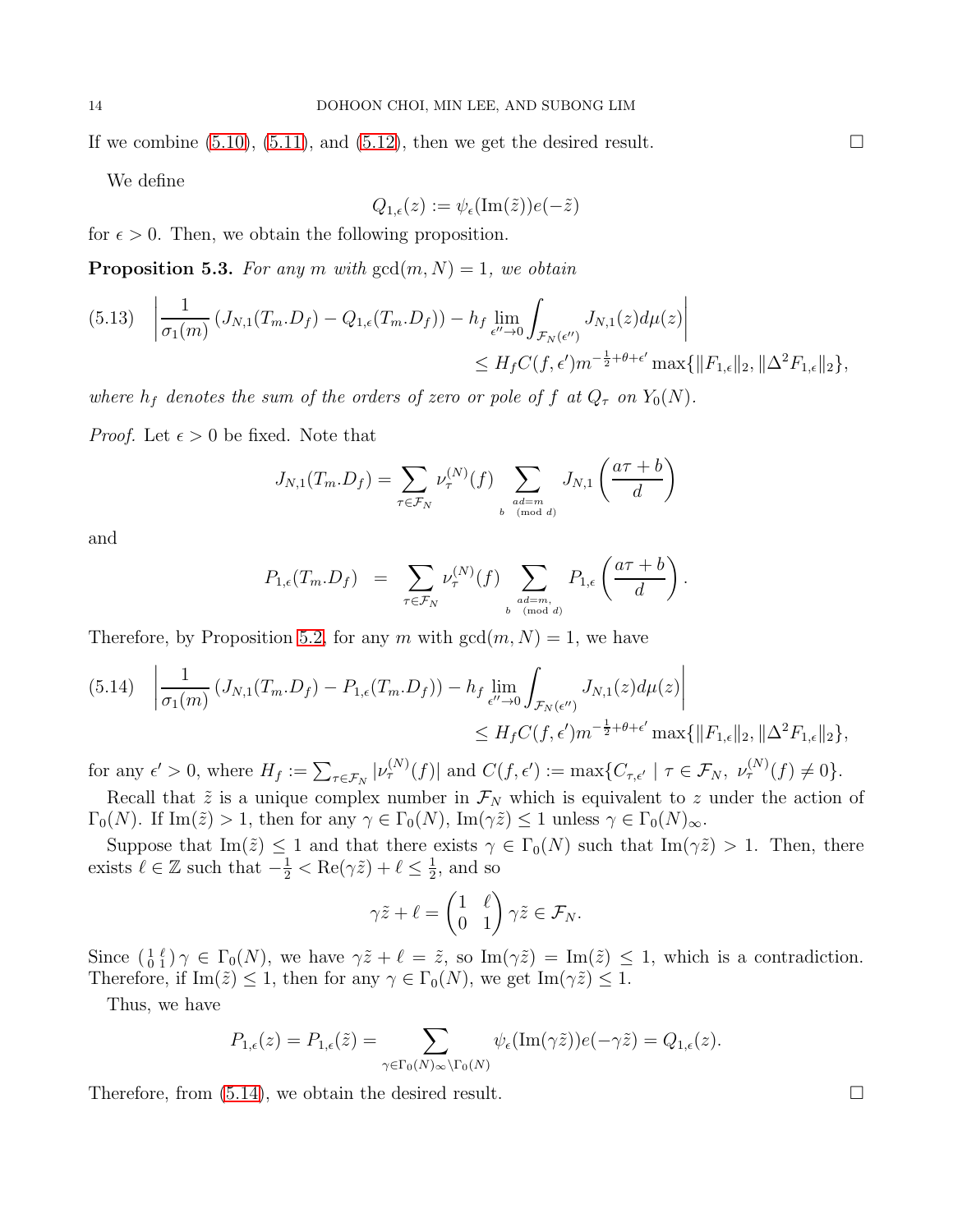If we combine (5.10), (5.11), and (5.12), then we get the desired result. $\square$

We define

$$Q_{1,\epsilon}(z) := \psi_\epsilon(\mathrm{Im}(\tilde{z}))e(-\tilde{z})$$

for $\epsilon > 0$. Then, we obtain the following proposition.

**Proposition 5.3.** *For any $m$ with $\gcd(m, N) = 1$, we obtain*

$$\left|\frac{1}{\sigma_1(m)}\left(J_{N,1}(T_m.D_f) - Q_{1,\epsilon}(T_m.D_f)\right) - h_f \lim_{\epsilon''\to 0}\int_{\mathcal{F}_N(\epsilon'')} J_{N,1}(z)d\mu(z)\right| \tag{5.13}$$
$$\leq H_f C(f,\epsilon')m^{-\frac{1}{2}+\theta+\epsilon'}\max\{\|F_{1,\epsilon}\|_2, \|\Delta^2 F_{1,\epsilon}\|_2\},$$

*where $h_f$ denotes the sum of the orders of zero or pole of $f$ at $Q_\tau$ on $Y_0(N)$.*

*Proof.* Let $\epsilon > 0$ be fixed. Note that

$$J_{N,1}(T_m.D_f) = \sum_{\tau\in\mathcal{F}_N}\nu_\tau^{(N)}(f)\sum_{\substack{ad=m\\ b \pmod d}} J_{N,1}\left(\frac{a\tau+b}{d}\right)$$

and

$$P_{1,\epsilon}(T_m.D_f) = \sum_{\tau\in\mathcal{F}_N}\nu_\tau^{(N)}(f)\sum_{\substack{ad=m,\\ b \pmod d}} P_{1,\epsilon}\left(\frac{a\tau+b}{d}\right).$$

Therefore, by Proposition 5.2, for any $m$ with $\gcd(m, N) = 1$, we have

$$\left|\frac{1}{\sigma_1(m)}\left(J_{N,1}(T_m.D_f) - P_{1,\epsilon}(T_m.D_f)\right) - h_f \lim_{\epsilon''\to 0}\int_{\mathcal{F}_N(\epsilon'')} J_{N,1}(z)d\mu(z)\right| \tag{5.14}$$
$$\leq H_f C(f,\epsilon')m^{-\frac{1}{2}+\theta+\epsilon'}\max\{\|F_{1,\epsilon}\|_2, \|\Delta^2 F_{1,\epsilon}\|_2\},$$

for any $\epsilon' > 0$, where $H_f := \sum_{\tau\in\mathcal{F}_N}|\nu_\tau^{(N)}(f)|$ and $C(f,\epsilon') := \max\{C_{\tau,\epsilon'} \mid \tau \in \mathcal{F}_N,\ \nu_\tau^{(N)}(f) \neq 0\}$.

Recall that $\tilde{z}$ is a unique complex number in $\mathcal{F}_N$ which is equivalent to $z$ under the action of $\Gamma_0(N)$. If $\mathrm{Im}(\tilde{z}) > 1$, then for any $\gamma \in \Gamma_0(N)$, $\mathrm{Im}(\gamma\tilde{z}) \leq 1$ unless $\gamma \in \Gamma_0(N)_\infty$.

Suppose that $\mathrm{Im}(\tilde{z}) \leq 1$ and that there exists $\gamma \in \Gamma_0(N)$ such that $\mathrm{Im}(\gamma\tilde{z}) > 1$. Then, there exists $\ell \in \mathbb{Z}$ such that $-\frac{1}{2} < \mathrm{Re}(\gamma\tilde{z}) + \ell \leq \frac{1}{2}$, and so

$$\gamma\tilde{z} + \ell = \begin{pmatrix} 1 & \ell \\ 0 & 1 \end{pmatrix}\gamma\tilde{z} \in \mathcal{F}_N.$$

Since $\left(\begin{smallmatrix} 1 & \ell \\ 0 & 1 \end{smallmatrix}\right)\gamma \in \Gamma_0(N)$, we have $\gamma\tilde{z} + \ell = \tilde{z}$, so $\mathrm{Im}(\gamma\tilde{z}) = \mathrm{Im}(\tilde{z}) \leq 1$, which is a contradiction. Therefore, if $\mathrm{Im}(\tilde{z}) \leq 1$, then for any $\gamma \in \Gamma_0(N)$, we get $\mathrm{Im}(\gamma\tilde{z}) \leq 1$.

Thus, we have

$$P_{1,\epsilon}(z) = P_{1,\epsilon}(\tilde{z}) = \sum_{\gamma\in\Gamma_0(N)_\infty\backslash\Gamma_0(N)}\psi_\epsilon(\mathrm{Im}(\gamma\tilde{z}))e(-\gamma\tilde{z}) = Q_{1,\epsilon}(z).$$

Therefore, from (5.14), we obtain the desired result. $\square$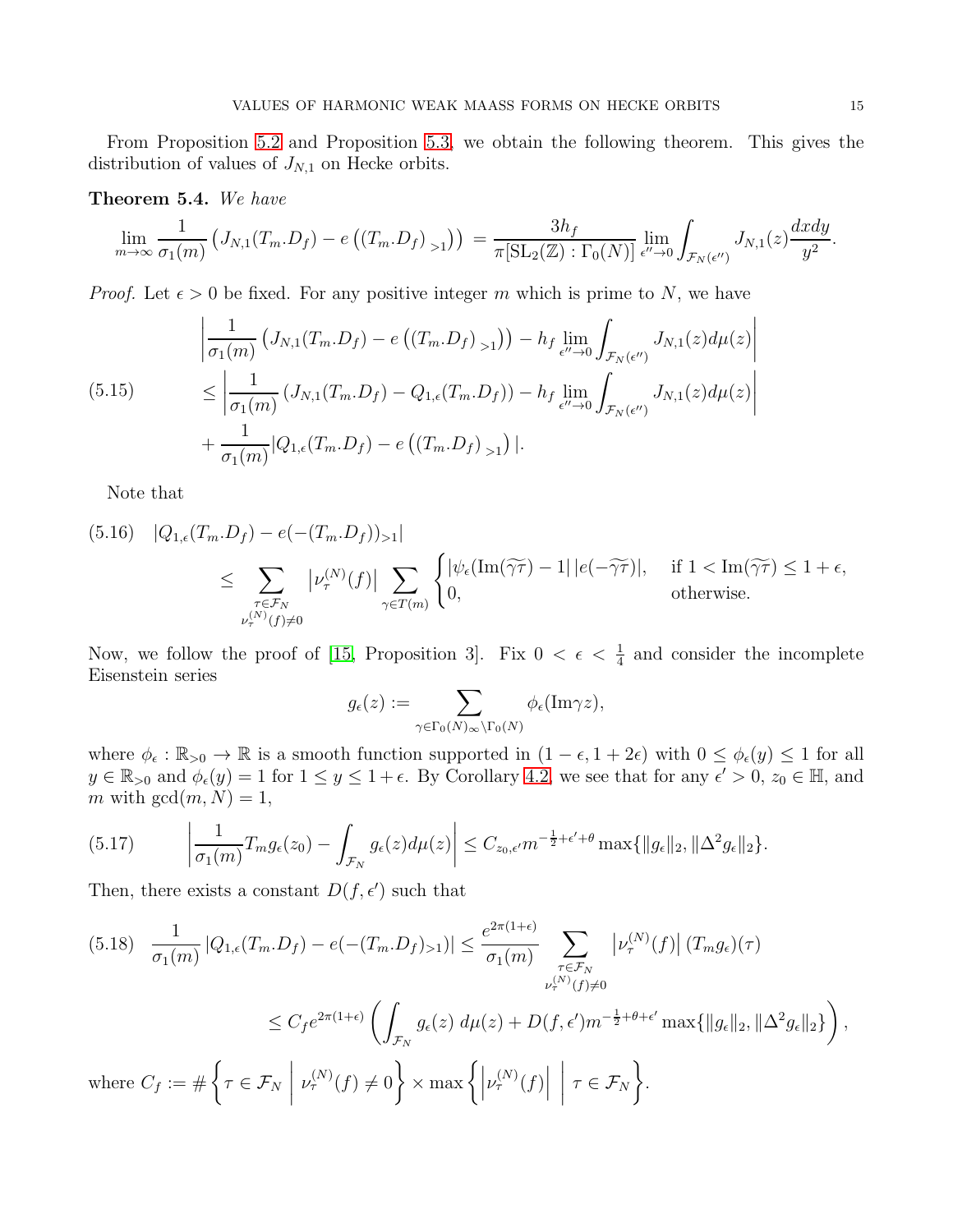From Proposition 5.2 and Proposition 5.3, we obtain the following theorem. This gives the distribution of values of $J_{N,1}$ on Hecke orbits.

**Theorem 5.4.** *We have*

$$\lim_{m\to\infty} \frac{1}{\sigma_1(m)} \left( J_{N,1}(T_m.D_f) - e\left( (T_m.D_f)_{>1} \right) \right) = \frac{3h_f}{\pi[\mathrm{SL}_2(\mathbb{Z}) : \Gamma_0(N)]} \lim_{\epsilon''\to 0} \int_{\mathcal{F}_N(\epsilon'')} J_{N,1}(z) \frac{dxdy}{y^2}.$$

*Proof.* Let $\epsilon > 0$ be fixed. For any positive integer $m$ which is prime to $N$, we have

$$\begin{aligned}
&\left| \frac{1}{\sigma_1(m)} \left( J_{N,1}(T_m.D_f) - e\left( (T_m.D_f)_{>1} \right) \right) - h_f \lim_{\epsilon''\to 0} \int_{\mathcal{F}_N(\epsilon'')} J_{N,1}(z) d\mu(z) \right| \\
(5.15) \qquad &\leq \left| \frac{1}{\sigma_1(m)} \left( J_{N,1}(T_m.D_f) - Q_{1,\epsilon}(T_m.D_f) \right) - h_f \lim_{\epsilon''\to 0} \int_{\mathcal{F}_N(\epsilon'')} J_{N,1}(z) d\mu(z) \right| \\
&+ \frac{1}{\sigma_1(m)} |Q_{1,\epsilon}(T_m.D_f) - e\left( (T_m.D_f)_{>1} \right)|.
\end{aligned}$$

Note that

$$\begin{aligned}
(5.16) \quad &|Q_{1,\epsilon}(T_m.D_f) - e(-(T_m.D_f))_{>1}| \\
&\leq \sum_{\substack{\tau\in\mathcal{F}_N \\ \nu_\tau^{(N)}(f)\neq 0}} \left|\nu_\tau^{(N)}(f)\right| \sum_{\gamma\in T(m)} \begin{cases} |\psi_\epsilon(\mathrm{Im}(\widetilde{\gamma\tau}) - 1| \, |e(-\widetilde{\gamma\tau})|, & \text{if } 1 < \mathrm{Im}(\widetilde{\gamma\tau}) \leq 1+\epsilon, \\ 0, & \text{otherwise.} \end{cases}
\end{aligned}$$

Now, we follow the proof of [15, Proposition 3]. Fix $0 < \epsilon < \frac{1}{4}$ and consider the incomplete Eisenstein series

$$g_\epsilon(z) := \sum_{\gamma\in\Gamma_0(N)_\infty\backslash\Gamma_0(N)} \phi_\epsilon(\mathrm{Im}\gamma z),$$

where $\phi_\epsilon : \mathbb{R}_{>0} \to \mathbb{R}$ is a smooth function supported in $(1-\epsilon, 1+2\epsilon)$ with $0 \leq \phi_\epsilon(y) \leq 1$ for all $y \in \mathbb{R}_{>0}$ and $\phi_\epsilon(y) = 1$ for $1 \leq y \leq 1+\epsilon$. By Corollary 4.2, we see that for any $\epsilon' > 0$, $z_0 \in \mathbb{H}$, and $m$ with $\gcd(m, N) = 1$,

$$(5.17) \qquad \left| \frac{1}{\sigma_1(m)} T_m g_\epsilon(z_0) - \int_{\mathcal{F}_N} g_\epsilon(z) d\mu(z) \right| \leq C_{z_0,\epsilon'} m^{-\frac{1}{2}+\epsilon'+\theta} \max\{\|g_\epsilon\|_2, \|\Delta^2 g_\epsilon\|_2\}.$$

Then, there exists a constant $D(f, \epsilon')$ such that

$$\begin{aligned}
(5.18) \quad \frac{1}{\sigma_1(m)} |Q_{1,\epsilon}(T_m.D_f) - e(-(T_m.D_f)_{>1})| &\leq \frac{e^{2\pi(1+\epsilon)}}{\sigma_1(m)} \sum_{\substack{\tau\in\mathcal{F}_N \\ \nu_\tau^{(N)}(f)\neq 0}} \left|\nu_\tau^{(N)}(f)\right| (T_m g_\epsilon)(\tau) \\
&\leq C_f e^{2\pi(1+\epsilon)} \left( \int_{\mathcal{F}_N} g_\epsilon(z) \, d\mu(z) + D(f,\epsilon') m^{-\frac{1}{2}+\theta+\epsilon'} \max\{\|g_\epsilon\|_2, \|\Delta^2 g_\epsilon\|_2\} \right),
\end{aligned}$$

where $C_f := \# \left\{ \tau \in \mathcal{F}_N \;\middle|\; \nu_\tau^{(N)}(f) \neq 0 \right\} \times \max \left\{ \left|\nu_\tau^{(N)}(f)\right| \;\middle|\; \tau \in \mathcal{F}_N \right\}$.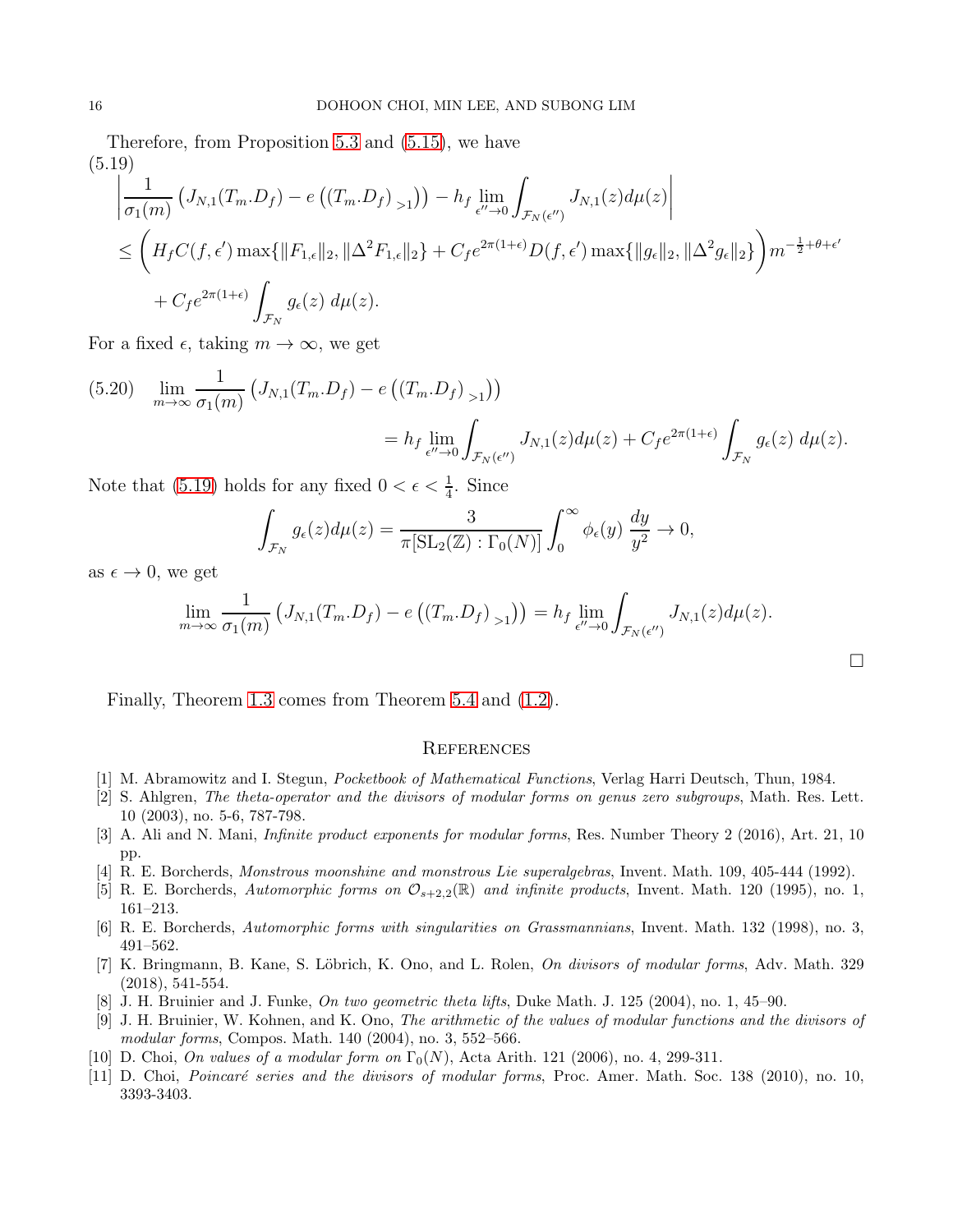Therefore, from Proposition 5.3 and (5.15), we have

(5.19)

$$
\begin{aligned}
&\left| \frac{1}{\sigma_1(m)} \left( J_{N,1}(T_m.D_f) - e\left( (T_m.D_f)_{>1} \right) \right) - h_f \lim_{\epsilon'' \to 0} \int_{\mathcal{F}_N(\epsilon'')} J_{N,1}(z) d\mu(z) \right| \\
&\leq \left( H_f C(f,\epsilon') \max\{\|F_{1,\epsilon}\|_2, \|\Delta^2 F_{1,\epsilon}\|_2\} + C_f e^{2\pi(1+\epsilon)} D(f,\epsilon') \max\{\|g_\epsilon\|_2, \|\Delta^2 g_\epsilon\|_2\} \right) m^{-\frac{1}{2}+\theta+\epsilon'} \\
&\quad + C_f e^{2\pi(1+\epsilon)} \int_{\mathcal{F}_N} g_\epsilon(z)\, d\mu(z).
\end{aligned}
$$

For a fixed $\epsilon$, taking $m \to \infty$, we get

$$
\begin{aligned}
(5.20) \quad \lim_{m\to\infty} \frac{1}{\sigma_1(m)} &\left( J_{N,1}(T_m.D_f) - e\left( (T_m.D_f)_{>1} \right) \right) \\
&= h_f \lim_{\epsilon'' \to 0} \int_{\mathcal{F}_N(\epsilon'')} J_{N,1}(z) d\mu(z) + C_f e^{2\pi(1+\epsilon)} \int_{\mathcal{F}_N} g_\epsilon(z)\, d\mu(z).
\end{aligned}
$$

Note that (5.19) holds for any fixed $0 < \epsilon < \frac{1}{4}$. Since

$$
\int_{\mathcal{F}_N} g_\epsilon(z) d\mu(z) = \frac{3}{\pi[\mathrm{SL}_2(\mathbb{Z}) : \Gamma_0(N)]} \int_0^\infty \phi_\epsilon(y)\, \frac{dy}{y^2} \to 0,
$$

as $\epsilon \to 0$, we get

$$
\lim_{m\to\infty} \frac{1}{\sigma_1(m)} \left( J_{N,1}(T_m.D_f) - e\left( (T_m.D_f)_{>1} \right) \right) = h_f \lim_{\epsilon'' \to 0} \int_{\mathcal{F}_N(\epsilon'')} J_{N,1}(z) d\mu(z).
$$

□

Finally, Theorem 1.3 comes from Theorem 5.4 and (1.2).

## References

[1] M. Abramowitz and I. Stegun, *Pocketbook of Mathematical Functions*, Verlag Harri Deutsch, Thun, 1984.

[2] S. Ahlgren, *The theta-operator and the divisors of modular forms on genus zero subgroups*, Math. Res. Lett. 10 (2003), no. 5-6, 787-798.

[3] A. Ali and N. Mani, *Infinite product exponents for modular forms*, Res. Number Theory 2 (2016), Art. 21, 10 pp.

[4] R. E. Borcherds, *Monstrous moonshine and monstrous Lie superalgebras*, Invent. Math. 109, 405-444 (1992).

[5] R. E. Borcherds, *Automorphic forms on $\mathcal{O}_{s+2,2}(\mathbb{R})$ and infinite products*, Invent. Math. 120 (1995), no. 1, 161–213.

[6] R. E. Borcherds, *Automorphic forms with singularities on Grassmannians*, Invent. Math. 132 (1998), no. 3, 491–562.

[7] K. Bringmann, B. Kane, S. Löbrich, K. Ono, and L. Rolen, *On divisors of modular forms*, Adv. Math. 329 (2018), 541-554.

[8] J. H. Bruinier and J. Funke, *On two geometric theta lifts*, Duke Math. J. 125 (2004), no. 1, 45–90.

[9] J. H. Bruinier, W. Kohnen, and K. Ono, *The arithmetic of the values of modular functions and the divisors of modular forms*, Compos. Math. 140 (2004), no. 3, 552–566.

[10] D. Choi, *On values of a modular form on $\Gamma_0(N)$*, Acta Arith. 121 (2006), no. 4, 299-311.

[11] D. Choi, *Poincaré series and the divisors of modular forms*, Proc. Amer. Math. Soc. 138 (2010), no. 10, 3393-3403.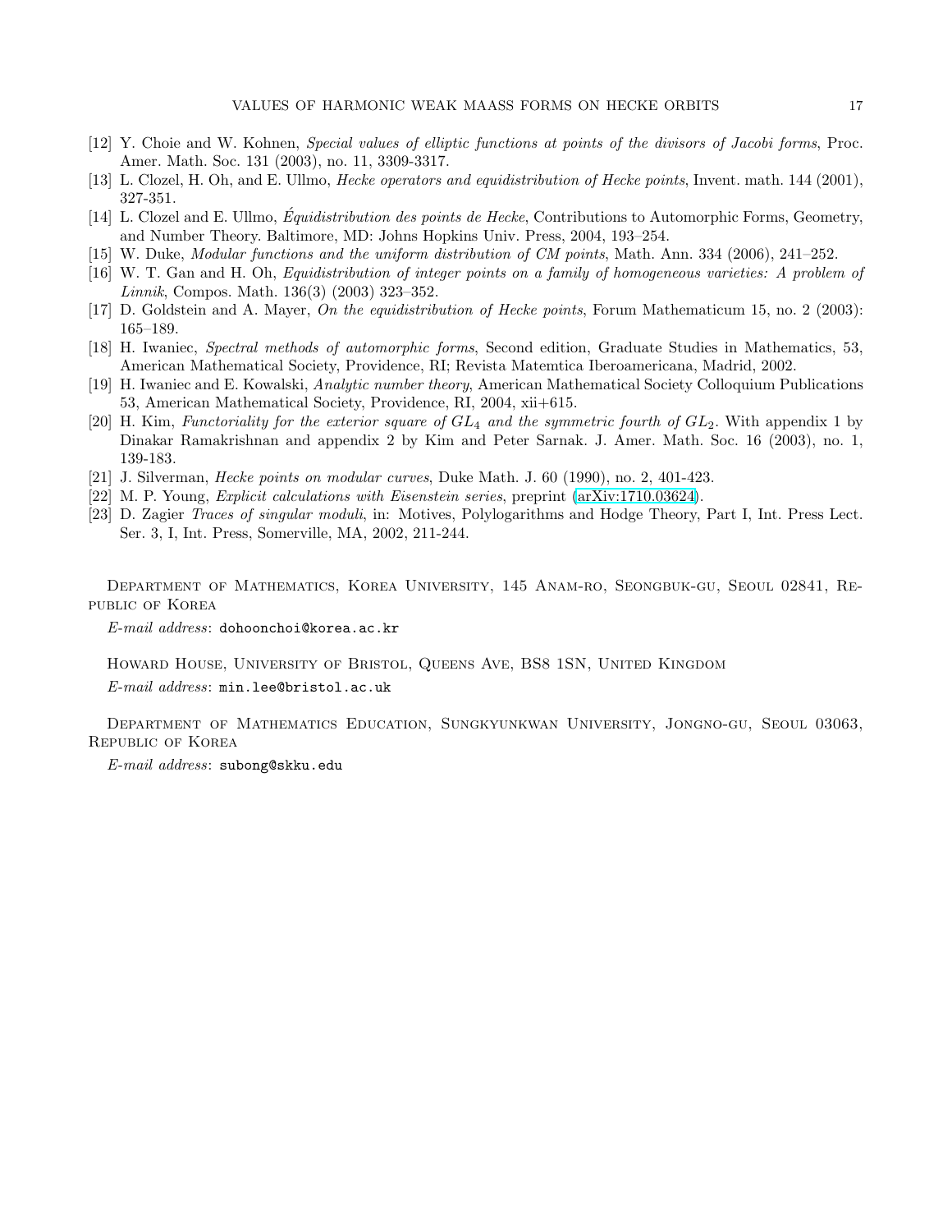[12] Y. Choie and W. Kohnen, *Special values of elliptic functions at points of the divisors of Jacobi forms*, Proc. Amer. Math. Soc. 131 (2003), no. 11, 3309-3317.

[13] L. Clozel, H. Oh, and E. Ullmo, *Hecke operators and equidistribution of Hecke points*, Invent. math. 144 (2001), 327-351.

[14] L. Clozel and E. Ullmo, *Équidistribution des points de Hecke*, Contributions to Automorphic Forms, Geometry, and Number Theory. Baltimore, MD: Johns Hopkins Univ. Press, 2004, 193–254.

[15] W. Duke, *Modular functions and the uniform distribution of CM points*, Math. Ann. 334 (2006), 241–252.

[16] W. T. Gan and H. Oh, *Equidistribution of integer points on a family of homogeneous varieties: A problem of Linnik*, Compos. Math. 136(3) (2003) 323–352.

[17] D. Goldstein and A. Mayer, *On the equidistribution of Hecke points*, Forum Mathematicum 15, no. 2 (2003): 165–189.

[18] H. Iwaniec, *Spectral methods of automorphic forms*, Second edition, Graduate Studies in Mathematics, 53, American Mathematical Society, Providence, RI; Revista Matemtica Iberoamericana, Madrid, 2002.

[19] H. Iwaniec and E. Kowalski, *Analytic number theory*, American Mathematical Society Colloquium Publications 53, American Mathematical Society, Providence, RI, 2004, xii+615.

[20] H. Kim, *Functoriality for the exterior square of $GL_4$ and the symmetric fourth of $GL_2$*. With appendix 1 by Dinakar Ramakrishnan and appendix 2 by Kim and Peter Sarnak. J. Amer. Math. Soc. 16 (2003), no. 1, 139-183.

[21] J. Silverman, *Hecke points on modular curves*, Duke Math. J. 60 (1990), no. 2, 401-423.

[22] M. P. Young, *Explicit calculations with Eisenstein series*, preprint (arXiv:1710.03624).

[23] D. Zagier *Traces of singular moduli*, in: Motives, Polylogarithms and Hodge Theory, Part I, Int. Press Lect. Ser. 3, I, Int. Press, Somerville, MA, 2002, 211-244.

Department of Mathematics, Korea University, 145 Anam-ro, Seongbuk-gu, Seoul 02841, Republic of Korea

*E-mail address*: dohoonchoi@korea.ac.kr

Howard House, University of Bristol, Queens Ave, BS8 1SN, United Kingdom

*E-mail address*: min.lee@bristol.ac.uk

Department of Mathematics Education, Sungkyunkwan University, Jongno-gu, Seoul 03063, Republic of Korea

*E-mail address*: subong@skku.edu